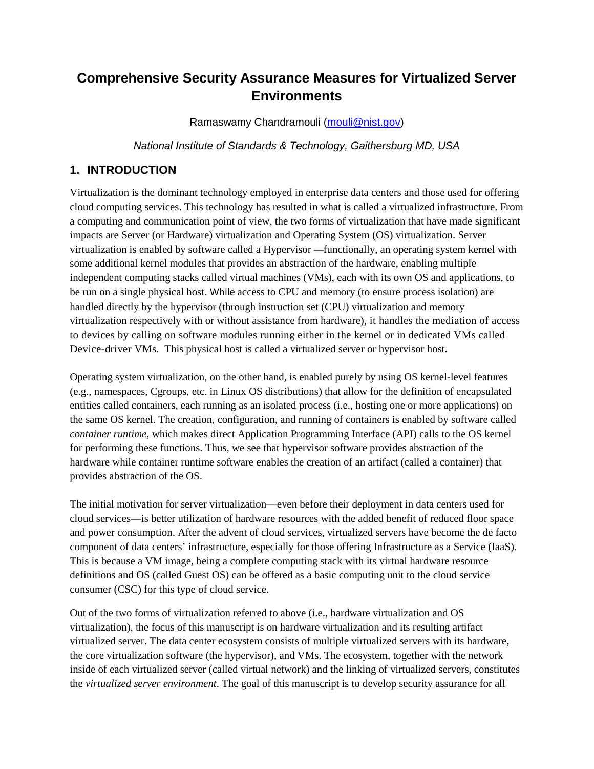# Comprehensive Security Assurance Measures for Virtualized Server Environments

Ramaswamy Chandramouli (mouli@nist.gov)

*National Institute of Standards & Technology, Gaithersburg MD, USA*

## 1. INTRODUCTION

Virtualization is the dominant technology employed in enterprise data centers and those used for offering cloud computing services. This technology has resulted in what is called a virtualized infrastructure. From a computing and communication point of view, the two forms of virtualization that have made significant impacts are Server (or Hardware) virtualization and Operating System (OS) virtualization. Server virtualization is enabled by software called a Hypervisor —functionally, an operating system kernel with some additional kernel modules that provides an abstraction of the hardware, enabling multiple independent computing stacks called virtual machines (VMs), each with its own OS and applications, to be run on a single physical host. While access to CPU and memory (to ensure process isolation) are handled directly by the hypervisor (through instruction set (CPU) virtualization and memory virtualization respectively with or without assistance from hardware), it handles the mediation of access to devices by calling on software modules running either in the kernel or in dedicated VMs called Device-driver VMs. This physical host is called a virtualized server or hypervisor host.

Operating system virtualization, on the other hand, is enabled purely by using OS kernel-level features (e.g., namespaces, Cgroups, etc. in Linux OS distributions) that allow for the definition of encapsulated entities called containers, each running as an isolated process (i.e., hosting one or more applications) on the same OS kernel. The creation, configuration, and running of containers is enabled by software called *container runtime*, which makes direct Application Programming Interface (API) calls to the OS kernel for performing these functions. Thus, we see that hypervisor software provides abstraction of the hardware while container runtime software enables the creation of an artifact (called a container) that provides abstraction of the OS.

The initial motivation for server virtualization—even before their deployment in data centers used for cloud services—is better utilization of hardware resources with the added benefit of reduced floor space and power consumption. After the advent of cloud services, virtualized servers have become the de facto component of data centers' infrastructure, especially for those offering Infrastructure as a Service (IaaS). This is because a VM image, being a complete computing stack with its virtual hardware resource definitions and OS (called Guest OS) can be offered as a basic computing unit to the cloud service consumer (CSC) for this type of cloud service.

Out of the two forms of virtualization referred to above (i.e., hardware virtualization and OS virtualization), the focus of this manuscript is on hardware virtualization and its resulting artifact virtualized server. The data center ecosystem consists of multiple virtualized servers with its hardware, the core virtualization software (the hypervisor), and VMs. The ecosystem, together with the network inside of each virtualized server (called virtual network) and the linking of virtualized servers, constitutes the *virtualized server environment*. The goal of this manuscript is to develop security assurance for all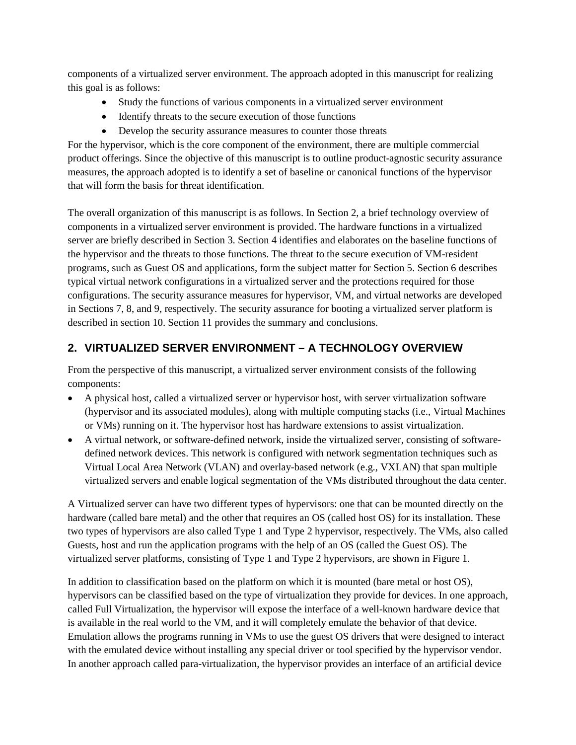components of a virtualized server environment. The approach adopted in this manuscript for realizing this goal is as follows:

- Study the functions of various components in a virtualized server environment
- Identify threats to the secure execution of those functions
- Develop the security assurance measures to counter those threats

For the hypervisor, which is the core component of the environment, there are multiple commercial product offerings. Since the objective of this manuscript is to outline product-agnostic security assurance measures, the approach adopted is to identify a set of baseline or canonical functions of the hypervisor that will form the basis for threat identification.

The overall organization of this manuscript is as follows. In Section 2, a brief technology overview of components in a virtualized server environment is provided. The hardware functions in a virtualized server are briefly described in Section 3. Section 4 identifies and elaborates on the baseline functions of the hypervisor and the threats to those functions. The threat to the secure execution of VM-resident programs, such as Guest OS and applications, form the subject matter for Section 5. Section 6 describes typical virtual network configurations in a virtualized server and the protections required for those configurations. The security assurance measures for hypervisor, VM, and virtual networks are developed in Sections 7, 8, and 9, respectively. The security assurance for booting a virtualized server platform is described in section 10. Section 11 provides the summary and conclusions.

## 2. VIRTUALIZED SERVER ENVIRONMENT – A TECHNOLOGY OVERVIEW

From the perspective of this manuscript, a virtualized server environment consists of the following components:

- A physical host, called a virtualized server or hypervisor host, with server virtualization software (hypervisor and its associated modules), along with multiple computing stacks (i.e., Virtual Machines or VMs) running on it. The hypervisor host has hardware extensions to assist virtualization.
- A virtual network, or software-defined network, inside the virtualized server, consisting of software-defined network devices. This network is configured with network segmentation techniques such as Virtual Local Area Network (VLAN) and overlay-based network (e.g., VXLAN) that span multiple virtualized servers and enable logical segmentation of the VMs distributed throughout the data center.

A Virtualized server can have two different types of hypervisors: one that can be mounted directly on the hardware (called bare metal) and the other that requires an OS (called host OS) for its installation. These two types of hypervisors are also called Type 1 and Type 2 hypervisor, respectively. The VMs, also called Guests, host and run the application programs with the help of an OS (called the Guest OS). The virtualized server platforms, consisting of Type 1 and Type 2 hypervisors, are shown in Figure 1.

In addition to classification based on the platform on which it is mounted (bare metal or host OS), hypervisors can be classified based on the type of virtualization they provide for devices. In one approach, called Full Virtualization, the hypervisor will expose the interface of a well-known hardware device that is available in the real world to the VM, and it will completely emulate the behavior of that device. Emulation allows the programs running in VMs to use the guest OS drivers that were designed to interact with the emulated device without installing any special driver or tool specified by the hypervisor vendor. In another approach called para-virtualization, the hypervisor provides an interface of an artificial device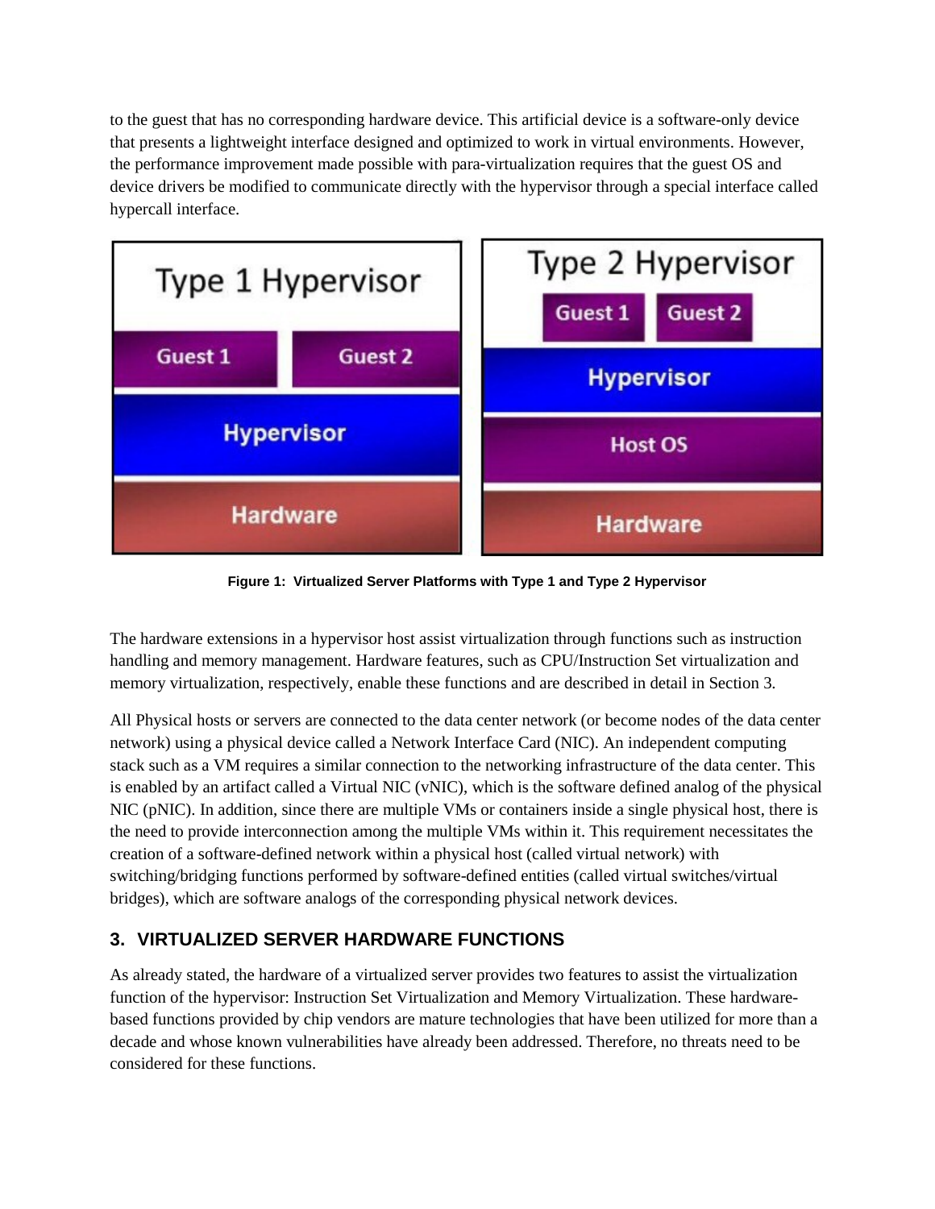to the guest that has no corresponding hardware device. This artificial device is a software-only device that presents a lightweight interface designed and optimized to work in virtual environments. However, the performance improvement made possible with para-virtualization requires that the guest OS and device drivers be modified to communicate directly with the hypervisor through a special interface called hypercall interface.

Type 1 Hypervisor

Guest 1

Guest 2

Hypervisor

Hardware

Type 2 Hypervisor

Guest 1

Guest 2

Hypervisor

Host OS

Hardware

**Figure 1: Virtualized Server Platforms with Type 1 and Type 2 Hypervisor**

The hardware extensions in a hypervisor host assist virtualization through functions such as instruction handling and memory management. Hardware features, such as CPU/Instruction Set virtualization and memory virtualization, respectively, enable these functions and are described in detail in Section 3.

All Physical hosts or servers are connected to the data center network (or become nodes of the data center network) using a physical device called a Network Interface Card (NIC). An independent computing stack such as a VM requires a similar connection to the networking infrastructure of the data center. This is enabled by an artifact called a Virtual NIC (vNIC), which is the software defined analog of the physical NIC (pNIC). In addition, since there are multiple VMs or containers inside a single physical host, there is the need to provide interconnection among the multiple VMs within it. This requirement necessitates the creation of a software-defined network within a physical host (called virtual network) with switching/bridging functions performed by software-defined entities (called virtual switches/virtual bridges), which are software analogs of the corresponding physical network devices.

## 3. VIRTUALIZED SERVER HARDWARE FUNCTIONS

As already stated, the hardware of a virtualized server provides two features to assist the virtualization function of the hypervisor: Instruction Set Virtualization and Memory Virtualization. These hardware-based functions provided by chip vendors are mature technologies that have been utilized for more than a decade and whose known vulnerabilities have already been addressed. Therefore, no threats need to be considered for these functions.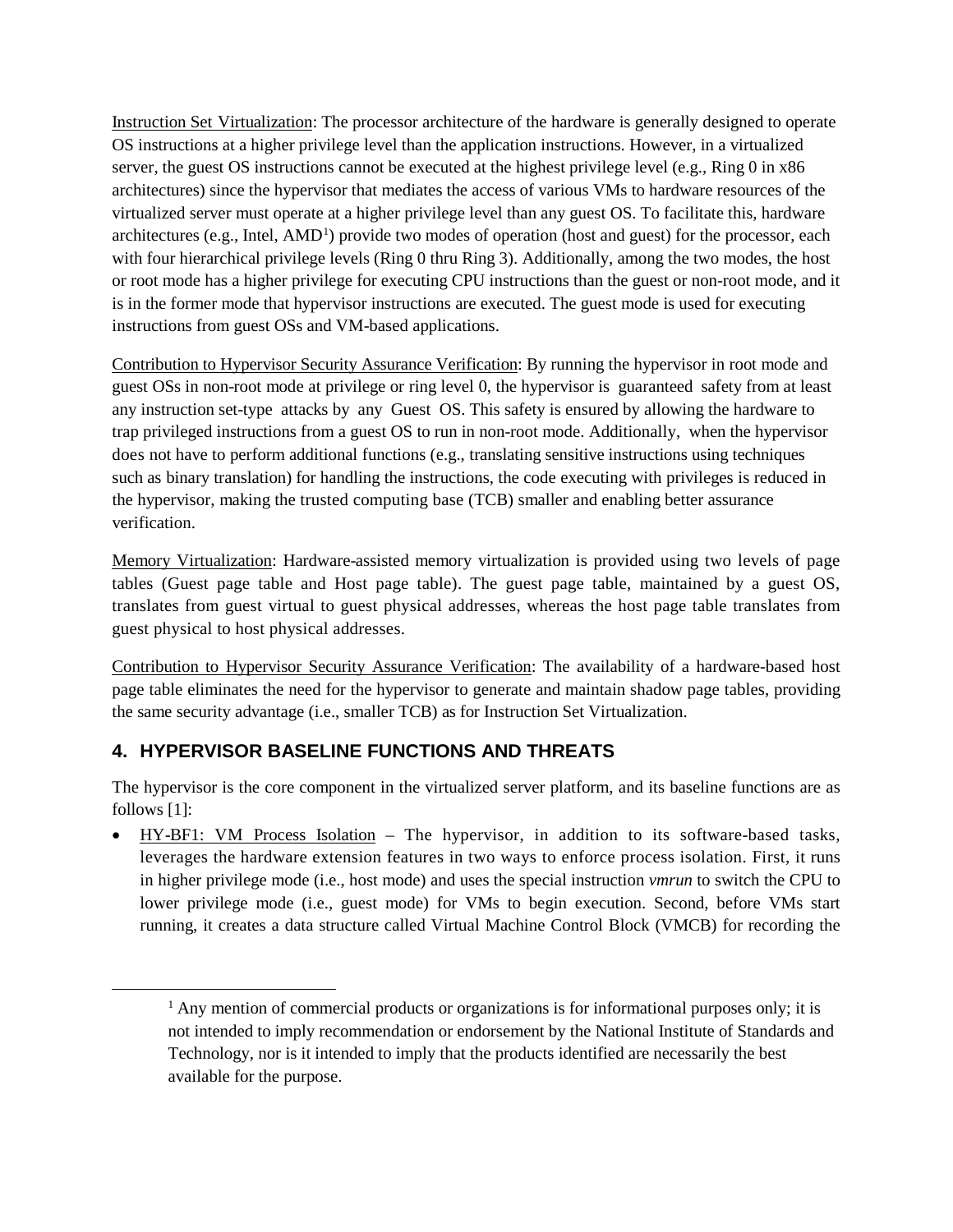Instruction Set Virtualization: The processor architecture of the hardware is generally designed to operate OS instructions at a higher privilege level than the application instructions. However, in a virtualized server, the guest OS instructions cannot be executed at the highest privilege level (e.g., Ring 0 in x86 architectures) since the hypervisor that mediates the access of various VMs to hardware resources of the virtualized server must operate at a higher privilege level than any guest OS. To facilitate this, hardware architectures (e.g., Intel, AMD[1]) provide two modes of operation (host and guest) for the processor, each with four hierarchical privilege levels (Ring 0 thru Ring 3). Additionally, among the two modes, the host or root mode has a higher privilege for executing CPU instructions than the guest or non-root mode, and it is in the former mode that hypervisor instructions are executed. The guest mode is used for executing instructions from guest OSs and VM-based applications.

Contribution to Hypervisor Security Assurance Verification: By running the hypervisor in root mode and guest OSs in non-root mode at privilege or ring level 0, the hypervisor is guaranteed safety from at least any instruction set-type attacks by any Guest OS. This safety is ensured by allowing the hardware to trap privileged instructions from a guest OS to run in non-root mode. Additionally, when the hypervisor does not have to perform additional functions (e.g., translating sensitive instructions using techniques such as binary translation) for handling the instructions, the code executing with privileges is reduced in the hypervisor, making the trusted computing base (TCB) smaller and enabling better assurance verification.

Memory Virtualization: Hardware-assisted memory virtualization is provided using two levels of page tables (Guest page table and Host page table). The guest page table, maintained by a guest OS, translates from guest virtual to guest physical addresses, whereas the host page table translates from guest physical to host physical addresses.

Contribution to Hypervisor Security Assurance Verification: The availability of a hardware-based host page table eliminates the need for the hypervisor to generate and maintain shadow page tables, providing the same security advantage (i.e., smaller TCB) as for Instruction Set Virtualization.

## 4. HYPERVISOR BASELINE FUNCTIONS AND THREATS

The hypervisor is the core component in the virtualized server platform, and its baseline functions are as follows [1]:

- HY-BF1: VM Process Isolation – The hypervisor, in addition to its software-based tasks, leverages the hardware extension features in two ways to enforce process isolation. First, it runs in higher privilege mode (i.e., host mode) and uses the special instruction *vmrun* to switch the CPU to lower privilege mode (i.e., guest mode) for VMs to begin execution. Second, before VMs start running, it creates a data structure called Virtual Machine Control Block (VMCB) for recording the

---

[1] Any mention of commercial products or organizations is for informational purposes only; it is not intended to imply recommendation or endorsement by the National Institute of Standards and Technology, nor is it intended to imply that the products identified are necessarily the best available for the purpose.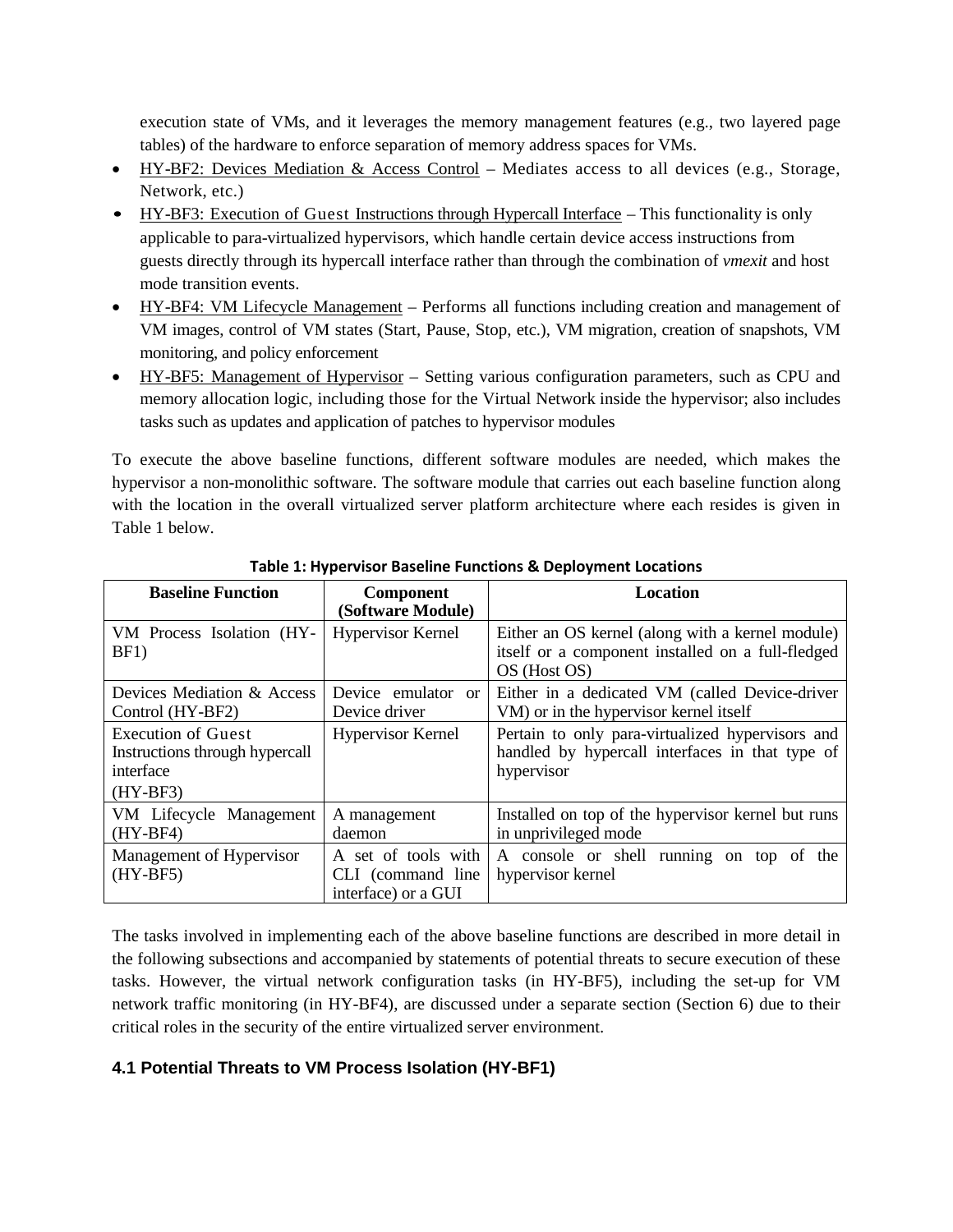execution state of VMs, and it leverages the memory management features (e.g., two layered page tables) of the hardware to enforce separation of memory address spaces for VMs.

- HY-BF2: Devices Mediation & Access Control – Mediates access to all devices (e.g., Storage, Network, etc.)
- HY-BF3: Execution of Guest Instructions through Hypercall Interface – This functionality is only applicable to para-virtualized hypervisors, which handle certain device access instructions from guests directly through its hypercall interface rather than through the combination of *vmexit* and host mode transition events.
- HY-BF4: VM Lifecycle Management – Performs all functions including creation and management of VM images, control of VM states (Start, Pause, Stop, etc.), VM migration, creation of snapshots, VM monitoring, and policy enforcement
- HY-BF5: Management of Hypervisor – Setting various configuration parameters, such as CPU and memory allocation logic, including those for the Virtual Network inside the hypervisor; also includes tasks such as updates and application of patches to hypervisor modules

To execute the above baseline functions, different software modules are needed, which makes the hypervisor a non-monolithic software. The software module that carries out each baseline function along with the location in the overall virtualized server platform architecture where each resides is given in Table 1 below.

**Table 1: Hypervisor Baseline Functions & Deployment Locations**

| Baseline Function | Component (Software Module) | Location |
|---|---|---|
| VM Process Isolation (HY-BF1) | Hypervisor Kernel | Either an OS kernel (along with a kernel module) itself or a component installed on a full-fledged OS (Host OS) |
| Devices Mediation & Access Control (HY-BF2) | Device emulator or Device driver | Either in a dedicated VM (called Device-driver VM) or in the hypervisor kernel itself |
| Execution of Guest Instructions through hypercall interface (HY-BF3) | Hypervisor Kernel | Pertain to only para-virtualized hypervisors and handled by hypercall interfaces in that type of hypervisor |
| VM Lifecycle Management (HY-BF4) | A management daemon | Installed on top of the hypervisor kernel but runs in unprivileged mode |
| Management of Hypervisor (HY-BF5) | A set of tools with CLI (command line interface) or a GUI | A console or shell running on top of the hypervisor kernel |

The tasks involved in implementing each of the above baseline functions are described in more detail in the following subsections and accompanied by statements of potential threats to secure execution of these tasks. However, the virtual network configuration tasks (in HY-BF5), including the set-up for VM network traffic monitoring (in HY-BF4), are discussed under a separate section (Section 6) due to their critical roles in the security of the entire virtualized server environment.

### 4.1 Potential Threats to VM Process Isolation (HY-BF1)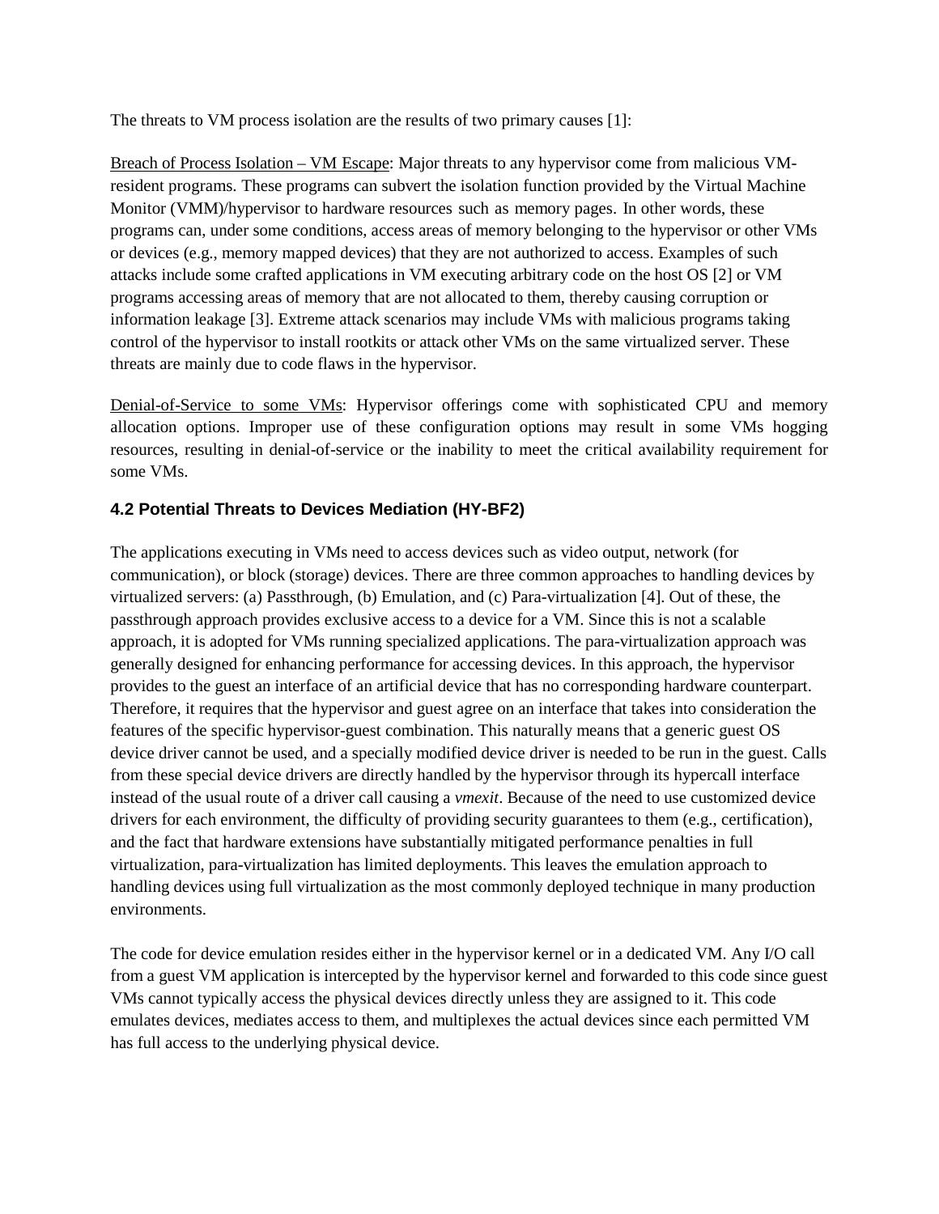The threats to VM process isolation are the results of two primary causes [1]:

<u>Breach of Process Isolation – VM Escape</u>: Major threats to any hypervisor come from malicious VM-resident programs. These programs can subvert the isolation function provided by the Virtual Machine Monitor (VMM)/hypervisor to hardware resources such as memory pages. In other words, these programs can, under some conditions, access areas of memory belonging to the hypervisor or other VMs or devices (e.g., memory mapped devices) that they are not authorized to access. Examples of such attacks include some crafted applications in VM executing arbitrary code on the host OS [2] or VM programs accessing areas of memory that are not allocated to them, thereby causing corruption or information leakage [3]. Extreme attack scenarios may include VMs with malicious programs taking control of the hypervisor to install rootkits or attack other VMs on the same virtualized server. These threats are mainly due to code flaws in the hypervisor.

<u>Denial-of-Service to some VMs</u>: Hypervisor offerings come with sophisticated CPU and memory allocation options. Improper use of these configuration options may result in some VMs hogging resources, resulting in denial-of-service or the inability to meet the critical availability requirement for some VMs.

### 4.2 Potential Threats to Devices Mediation (HY-BF2)

The applications executing in VMs need to access devices such as video output, network (for communication), or block (storage) devices. There are three common approaches to handling devices by virtualized servers: (a) Passthrough, (b) Emulation, and (c) Para-virtualization [4]. Out of these, the passthrough approach provides exclusive access to a device for a VM. Since this is not a scalable approach, it is adopted for VMs running specialized applications. The para-virtualization approach was generally designed for enhancing performance for accessing devices. In this approach, the hypervisor provides to the guest an interface of an artificial device that has no corresponding hardware counterpart. Therefore, it requires that the hypervisor and guest agree on an interface that takes into consideration the features of the specific hypervisor-guest combination. This naturally means that a generic guest OS device driver cannot be used, and a specially modified device driver is needed to be run in the guest. Calls from these special device drivers are directly handled by the hypervisor through its hypercall interface instead of the usual route of a driver call causing a *vmexit*. Because of the need to use customized device drivers for each environment, the difficulty of providing security guarantees to them (e.g., certification), and the fact that hardware extensions have substantially mitigated performance penalties in full virtualization, para-virtualization has limited deployments. This leaves the emulation approach to handling devices using full virtualization as the most commonly deployed technique in many production environments.

The code for device emulation resides either in the hypervisor kernel or in a dedicated VM. Any I/O call from a guest VM application is intercepted by the hypervisor kernel and forwarded to this code since guest VMs cannot typically access the physical devices directly unless they are assigned to it. This code emulates devices, mediates access to them, and multiplexes the actual devices since each permitted VM has full access to the underlying physical device.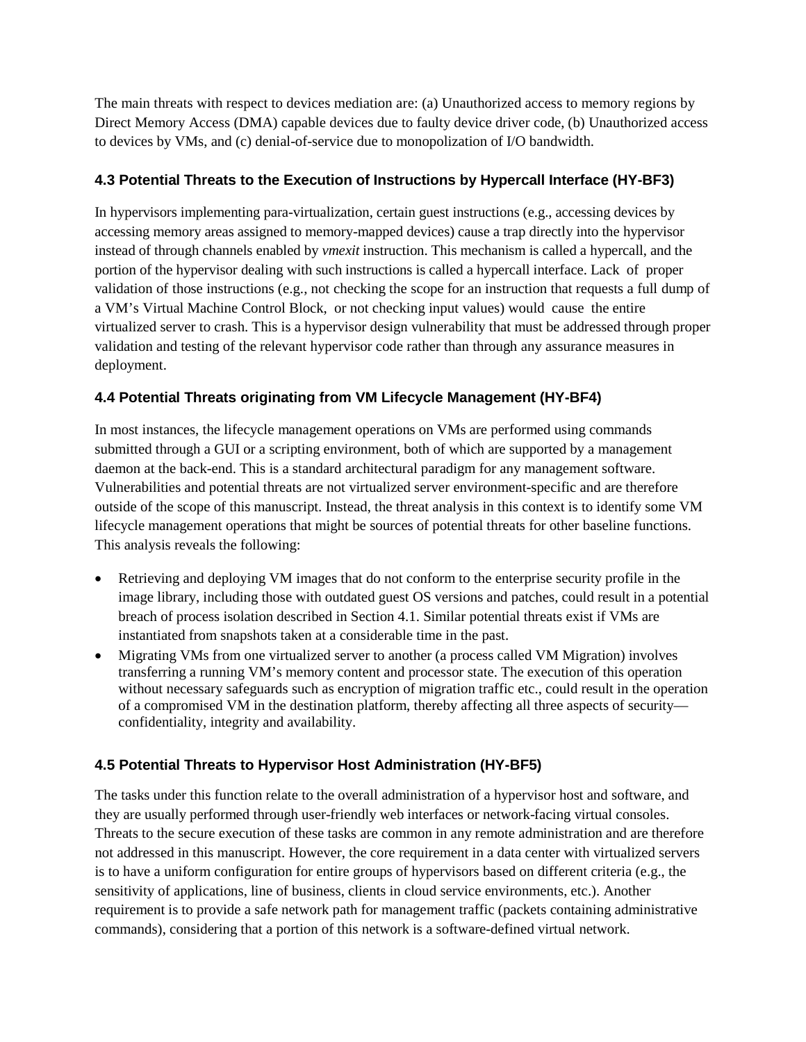The main threats with respect to devices mediation are: (a) Unauthorized access to memory regions by Direct Memory Access (DMA) capable devices due to faulty device driver code, (b) Unauthorized access to devices by VMs, and (c) denial-of-service due to monopolization of I/O bandwidth.

### 4.3 Potential Threats to the Execution of Instructions by Hypercall Interface (HY-BF3)

In hypervisors implementing para-virtualization, certain guest instructions (e.g., accessing devices by accessing memory areas assigned to memory-mapped devices) cause a trap directly into the hypervisor instead of through channels enabled by *vmexit* instruction. This mechanism is called a hypercall, and the portion of the hypervisor dealing with such instructions is called a hypercall interface. Lack of proper validation of those instructions (e.g., not checking the scope for an instruction that requests a full dump of a VM's Virtual Machine Control Block, or not checking input values) would cause the entire virtualized server to crash. This is a hypervisor design vulnerability that must be addressed through proper validation and testing of the relevant hypervisor code rather than through any assurance measures in deployment.

### 4.4 Potential Threats originating from VM Lifecycle Management (HY-BF4)

In most instances, the lifecycle management operations on VMs are performed using commands submitted through a GUI or a scripting environment, both of which are supported by a management daemon at the back-end. This is a standard architectural paradigm for any management software. Vulnerabilities and potential threats are not virtualized server environment-specific and are therefore outside of the scope of this manuscript. Instead, the threat analysis in this context is to identify some VM lifecycle management operations that might be sources of potential threats for other baseline functions. This analysis reveals the following:

- Retrieving and deploying VM images that do not conform to the enterprise security profile in the image library, including those with outdated guest OS versions and patches, could result in a potential breach of process isolation described in Section 4.1. Similar potential threats exist if VMs are instantiated from snapshots taken at a considerable time in the past.
- Migrating VMs from one virtualized server to another (a process called VM Migration) involves transferring a running VM's memory content and processor state. The execution of this operation without necessary safeguards such as encryption of migration traffic etc., could result in the operation of a compromised VM in the destination platform, thereby affecting all three aspects of security—confidentiality, integrity and availability.

### 4.5 Potential Threats to Hypervisor Host Administration (HY-BF5)

The tasks under this function relate to the overall administration of a hypervisor host and software, and they are usually performed through user-friendly web interfaces or network-facing virtual consoles. Threats to the secure execution of these tasks are common in any remote administration and are therefore not addressed in this manuscript. However, the core requirement in a data center with virtualized servers is to have a uniform configuration for entire groups of hypervisors based on different criteria (e.g., the sensitivity of applications, line of business, clients in cloud service environments, etc.). Another requirement is to provide a safe network path for management traffic (packets containing administrative commands), considering that a portion of this network is a software-defined virtual network.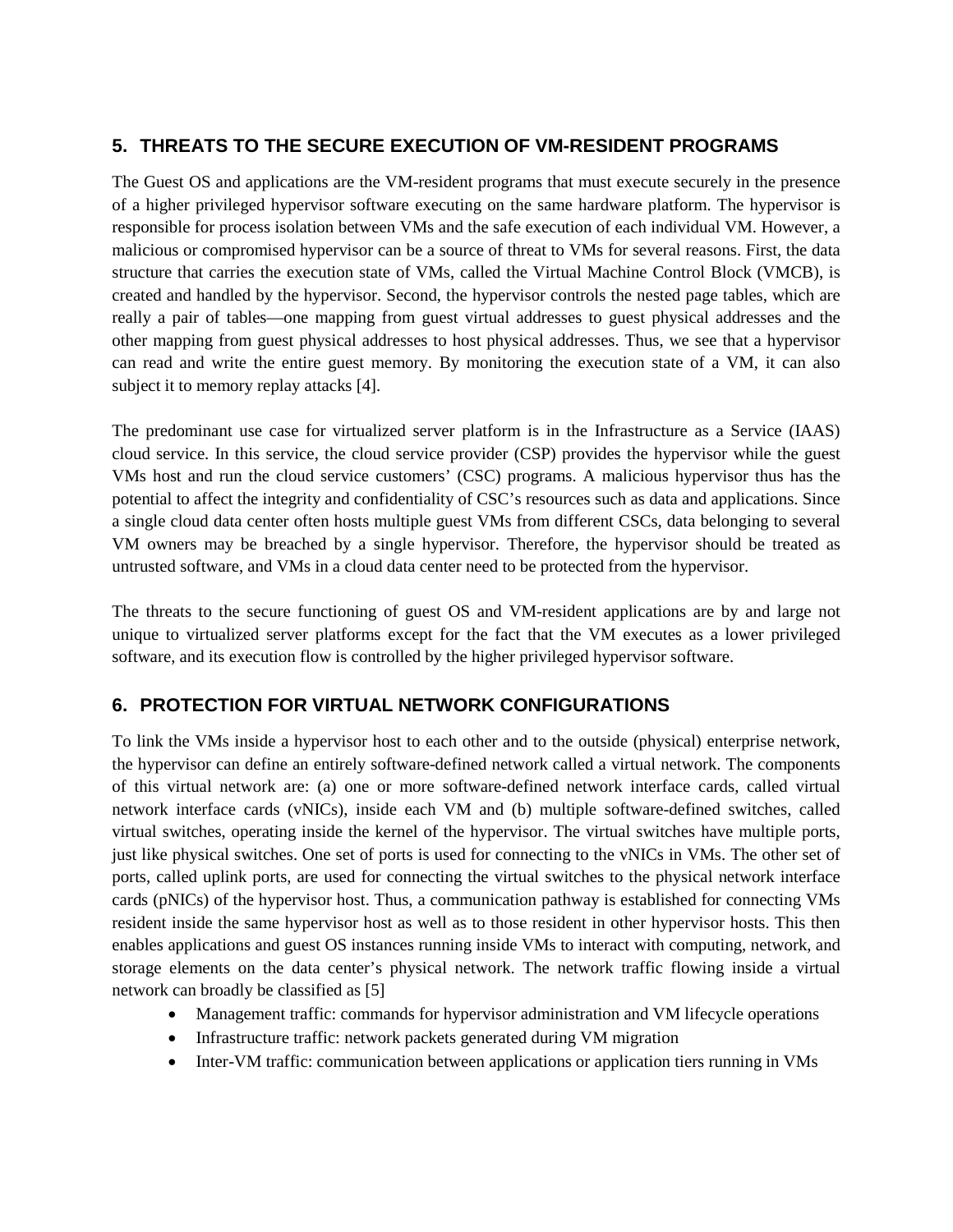## 5. THREATS TO THE SECURE EXECUTION OF VM-RESIDENT PROGRAMS

The Guest OS and applications are the VM-resident programs that must execute securely in the presence of a higher privileged hypervisor software executing on the same hardware platform. The hypervisor is responsible for process isolation between VMs and the safe execution of each individual VM. However, a malicious or compromised hypervisor can be a source of threat to VMs for several reasons. First, the data structure that carries the execution state of VMs, called the Virtual Machine Control Block (VMCB), is created and handled by the hypervisor. Second, the hypervisor controls the nested page tables, which are really a pair of tables—one mapping from guest virtual addresses to guest physical addresses and the other mapping from guest physical addresses to host physical addresses. Thus, we see that a hypervisor can read and write the entire guest memory. By monitoring the execution state of a VM, it can also subject it to memory replay attacks [4].

The predominant use case for virtualized server platform is in the Infrastructure as a Service (IAAS) cloud service. In this service, the cloud service provider (CSP) provides the hypervisor while the guest VMs host and run the cloud service customers' (CSC) programs. A malicious hypervisor thus has the potential to affect the integrity and confidentiality of CSC's resources such as data and applications. Since a single cloud data center often hosts multiple guest VMs from different CSCs, data belonging to several VM owners may be breached by a single hypervisor. Therefore, the hypervisor should be treated as untrusted software, and VMs in a cloud data center need to be protected from the hypervisor.

The threats to the secure functioning of guest OS and VM-resident applications are by and large not unique to virtualized server platforms except for the fact that the VM executes as a lower privileged software, and its execution flow is controlled by the higher privileged hypervisor software.

## 6. PROTECTION FOR VIRTUAL NETWORK CONFIGURATIONS

To link the VMs inside a hypervisor host to each other and to the outside (physical) enterprise network, the hypervisor can define an entirely software-defined network called a virtual network. The components of this virtual network are: (a) one or more software-defined network interface cards, called virtual network interface cards (vNICs), inside each VM and (b) multiple software-defined switches, called virtual switches, operating inside the kernel of the hypervisor. The virtual switches have multiple ports, just like physical switches. One set of ports is used for connecting to the vNICs in VMs. The other set of ports, called uplink ports, are used for connecting the virtual switches to the physical network interface cards (pNICs) of the hypervisor host. Thus, a communication pathway is established for connecting VMs resident inside the same hypervisor host as well as to those resident in other hypervisor hosts. This then enables applications and guest OS instances running inside VMs to interact with computing, network, and storage elements on the data center's physical network. The network traffic flowing inside a virtual network can broadly be classified as [5]

- Management traffic: commands for hypervisor administration and VM lifecycle operations
- Infrastructure traffic: network packets generated during VM migration
- Inter-VM traffic: communication between applications or application tiers running in VMs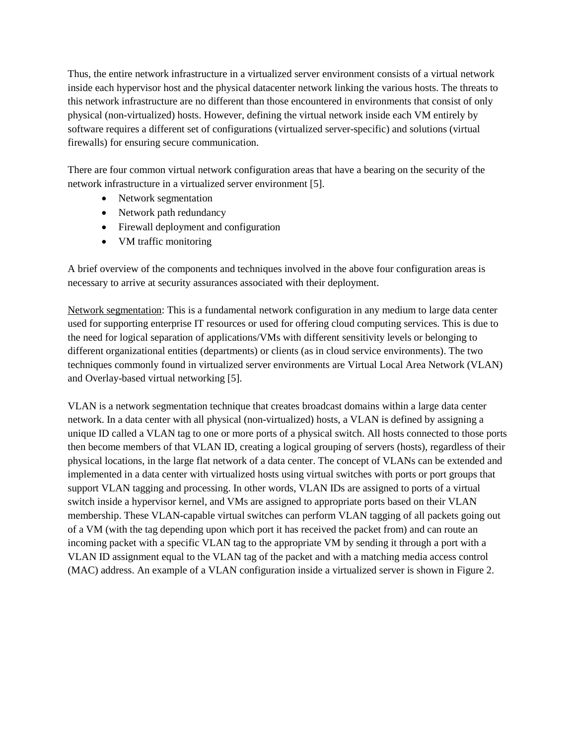Thus, the entire network infrastructure in a virtualized server environment consists of a virtual network inside each hypervisor host and the physical datacenter network linking the various hosts. The threats to this network infrastructure are no different than those encountered in environments that consist of only physical (non-virtualized) hosts. However, defining the virtual network inside each VM entirely by software requires a different set of configurations (virtualized server-specific) and solutions (virtual firewalls) for ensuring secure communication.

There are four common virtual network configuration areas that have a bearing on the security of the network infrastructure in a virtualized server environment [5].

- Network segmentation
- Network path redundancy
- Firewall deployment and configuration
- VM traffic monitoring

A brief overview of the components and techniques involved in the above four configuration areas is necessary to arrive at security assurances associated with their deployment.

<u>Network segmentation</u>: This is a fundamental network configuration in any medium to large data center used for supporting enterprise IT resources or used for offering cloud computing services. This is due to the need for logical separation of applications/VMs with different sensitivity levels or belonging to different organizational entities (departments) or clients (as in cloud service environments). The two techniques commonly found in virtualized server environments are Virtual Local Area Network (VLAN) and Overlay-based virtual networking [5].

VLAN is a network segmentation technique that creates broadcast domains within a large data center network. In a data center with all physical (non-virtualized) hosts, a VLAN is defined by assigning a unique ID called a VLAN tag to one or more ports of a physical switch. All hosts connected to those ports then become members of that VLAN ID, creating a logical grouping of servers (hosts), regardless of their physical locations, in the large flat network of a data center. The concept of VLANs can be extended and implemented in a data center with virtualized hosts using virtual switches with ports or port groups that support VLAN tagging and processing. In other words, VLAN IDs are assigned to ports of a virtual switch inside a hypervisor kernel, and VMs are assigned to appropriate ports based on their VLAN membership. These VLAN-capable virtual switches can perform VLAN tagging of all packets going out of a VM (with the tag depending upon which port it has received the packet from) and can route an incoming packet with a specific VLAN tag to the appropriate VM by sending it through a port with a VLAN ID assignment equal to the VLAN tag of the packet and with a matching media access control (MAC) address. An example of a VLAN configuration inside a virtualized server is shown in Figure 2.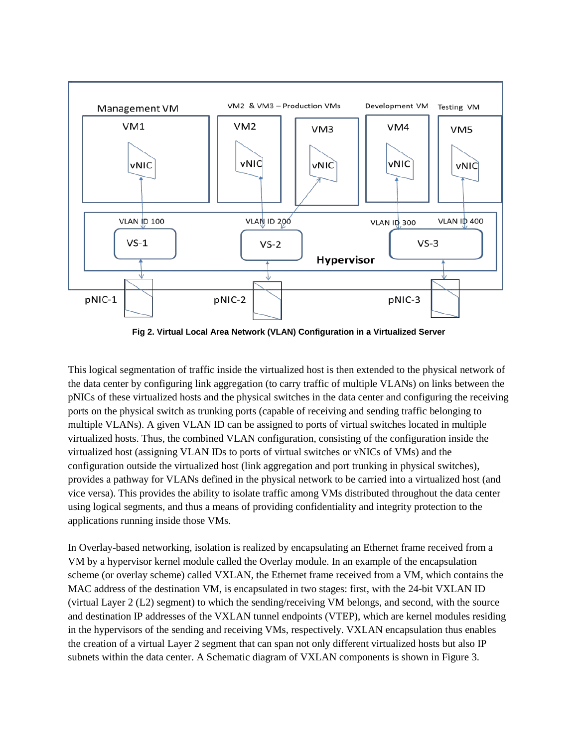Fig 2. Virtual Local Area Network (VLAN) Configuration in a Virtualized Server

This logical segmentation of traffic inside the virtualized host is then extended to the physical network of the data center by configuring link aggregation (to carry traffic of multiple VLANs) on links between the pNICs of these virtualized hosts and the physical switches in the data center and configuring the receiving ports on the physical switch as trunking ports (capable of receiving and sending traffic belonging to multiple VLANs). A given VLAN ID can be assigned to ports of virtual switches located in multiple virtualized hosts. Thus, the combined VLAN configuration, consisting of the configuration inside the virtualized host (assigning VLAN IDs to ports of virtual switches or vNICs of VMs) and the configuration outside the virtualized host (link aggregation and port trunking in physical switches), provides a pathway for VLANs defined in the physical network to be carried into a virtualized host (and vice versa). This provides the ability to isolate traffic among VMs distributed throughout the data center using logical segments, and thus a means of providing confidentiality and integrity protection to the applications running inside those VMs.

In Overlay-based networking, isolation is realized by encapsulating an Ethernet frame received from a VM by a hypervisor kernel module called the Overlay module. In an example of the encapsulation scheme (or overlay scheme) called VXLAN, the Ethernet frame received from a VM, which contains the MAC address of the destination VM, is encapsulated in two stages: first, with the 24-bit VXLAN ID (virtual Layer 2 (L2) segment) to which the sending/receiving VM belongs, and second, with the source and destination IP addresses of the VXLAN tunnel endpoints (VTEP), which are kernel modules residing in the hypervisors of the sending and receiving VMs, respectively. VXLAN encapsulation thus enables the creation of a virtual Layer 2 segment that can span not only different virtualized hosts but also IP subnets within the data center. A Schematic diagram of VXLAN components is shown in Figure 3.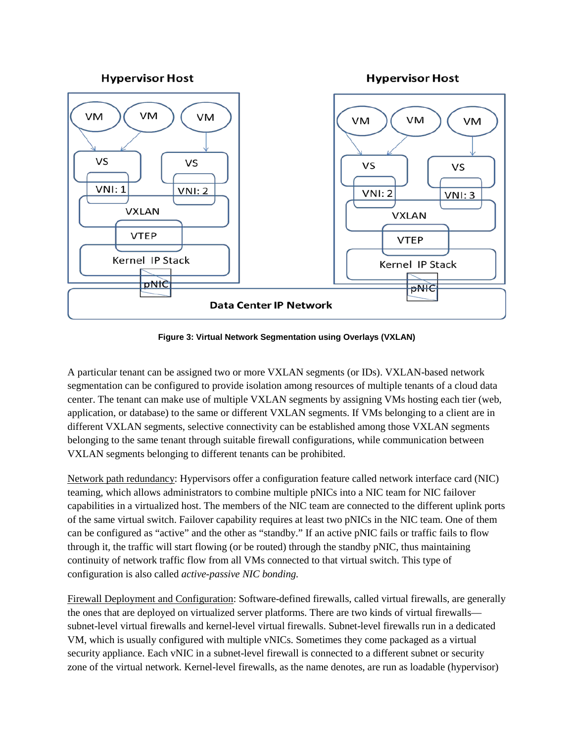**Figure 3: Virtual Network Segmentation using Overlays (VXLAN)**

A particular tenant can be assigned two or more VXLAN segments (or IDs). VXLAN-based network segmentation can be configured to provide isolation among resources of multiple tenants of a cloud data center. The tenant can make use of multiple VXLAN segments by assigning VMs hosting each tier (web, application, or database) to the same or different VXLAN segments. If VMs belonging to a client are in different VXLAN segments, selective connectivity can be established among those VXLAN segments belonging to the same tenant through suitable firewall configurations, while communication between VXLAN segments belonging to different tenants can be prohibited.

Network path redundancy: Hypervisors offer a configuration feature called network interface card (NIC) teaming, which allows administrators to combine multiple pNICs into a NIC team for NIC failover capabilities in a virtualized host. The members of the NIC team are connected to the different uplink ports of the same virtual switch. Failover capability requires at least two pNICs in the NIC team. One of them can be configured as "active" and the other as "standby." If an active pNIC fails or traffic fails to flow through it, the traffic will start flowing (or be routed) through the standby pNIC, thus maintaining continuity of network traffic flow from all VMs connected to that virtual switch. This type of configuration is also called *active-passive NIC bonding.*

Firewall Deployment and Configuration: Software-defined firewalls, called virtual firewalls, are generally the ones that are deployed on virtualized server platforms. There are two kinds of virtual firewalls—subnet-level virtual firewalls and kernel-level virtual firewalls. Subnet-level firewalls run in a dedicated VM, which is usually configured with multiple vNICs. Sometimes they come packaged as a virtual security appliance. Each vNIC in a subnet-level firewall is connected to a different subnet or security zone of the virtual network. Kernel-level firewalls, as the name denotes, are run as loadable (hypervisor)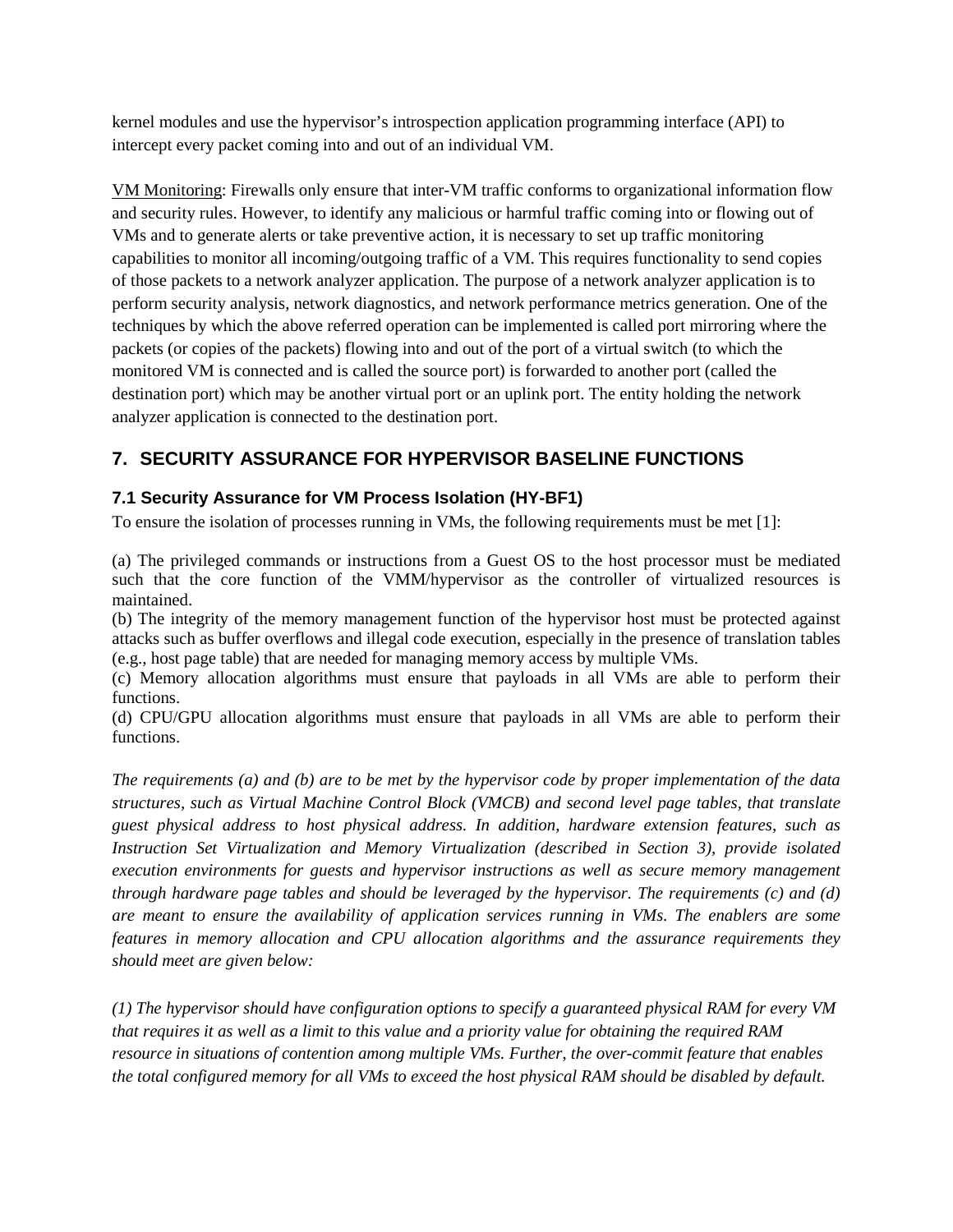kernel modules and use the hypervisor's introspection application programming interface (API) to intercept every packet coming into and out of an individual VM.

VM Monitoring: Firewalls only ensure that inter-VM traffic conforms to organizational information flow and security rules. However, to identify any malicious or harmful traffic coming into or flowing out of VMs and to generate alerts or take preventive action, it is necessary to set up traffic monitoring capabilities to monitor all incoming/outgoing traffic of a VM. This requires functionality to send copies of those packets to a network analyzer application. The purpose of a network analyzer application is to perform security analysis, network diagnostics, and network performance metrics generation. One of the techniques by which the above referred operation can be implemented is called port mirroring where the packets (or copies of the packets) flowing into and out of the port of a virtual switch (to which the monitored VM is connected and is called the source port) is forwarded to another port (called the destination port) which may be another virtual port or an uplink port. The entity holding the network analyzer application is connected to the destination port.

## 7. SECURITY ASSURANCE FOR HYPERVISOR BASELINE FUNCTIONS

### 7.1 Security Assurance for VM Process Isolation (HY-BF1)

To ensure the isolation of processes running in VMs, the following requirements must be met [1]:

(a) The privileged commands or instructions from a Guest OS to the host processor must be mediated such that the core function of the VMM/hypervisor as the controller of virtualized resources is maintained.
(b) The integrity of the memory management function of the hypervisor host must be protected against attacks such as buffer overflows and illegal code execution, especially in the presence of translation tables (e.g., host page table) that are needed for managing memory access by multiple VMs.
(c) Memory allocation algorithms must ensure that payloads in all VMs are able to perform their functions.
(d) CPU/GPU allocation algorithms must ensure that payloads in all VMs are able to perform their functions.

*The requirements (a) and (b) are to be met by the hypervisor code by proper implementation of the data structures, such as Virtual Machine Control Block (VMCB) and second level page tables, that translate guest physical address to host physical address. In addition, hardware extension features, such as Instruction Set Virtualization and Memory Virtualization (described in Section 3), provide isolated execution environments for guests and hypervisor instructions as well as secure memory management through hardware page tables and should be leveraged by the hypervisor. The requirements (c) and (d) are meant to ensure the availability of application services running in VMs. The enablers are some features in memory allocation and CPU allocation algorithms and the assurance requirements they should meet are given below:*

*(1) The hypervisor should have configuration options to specify a guaranteed physical RAM for every VM that requires it as well as a limit to this value and a priority value for obtaining the required RAM resource in situations of contention among multiple VMs. Further, the over-commit feature that enables the total configured memory for all VMs to exceed the host physical RAM should be disabled by default.*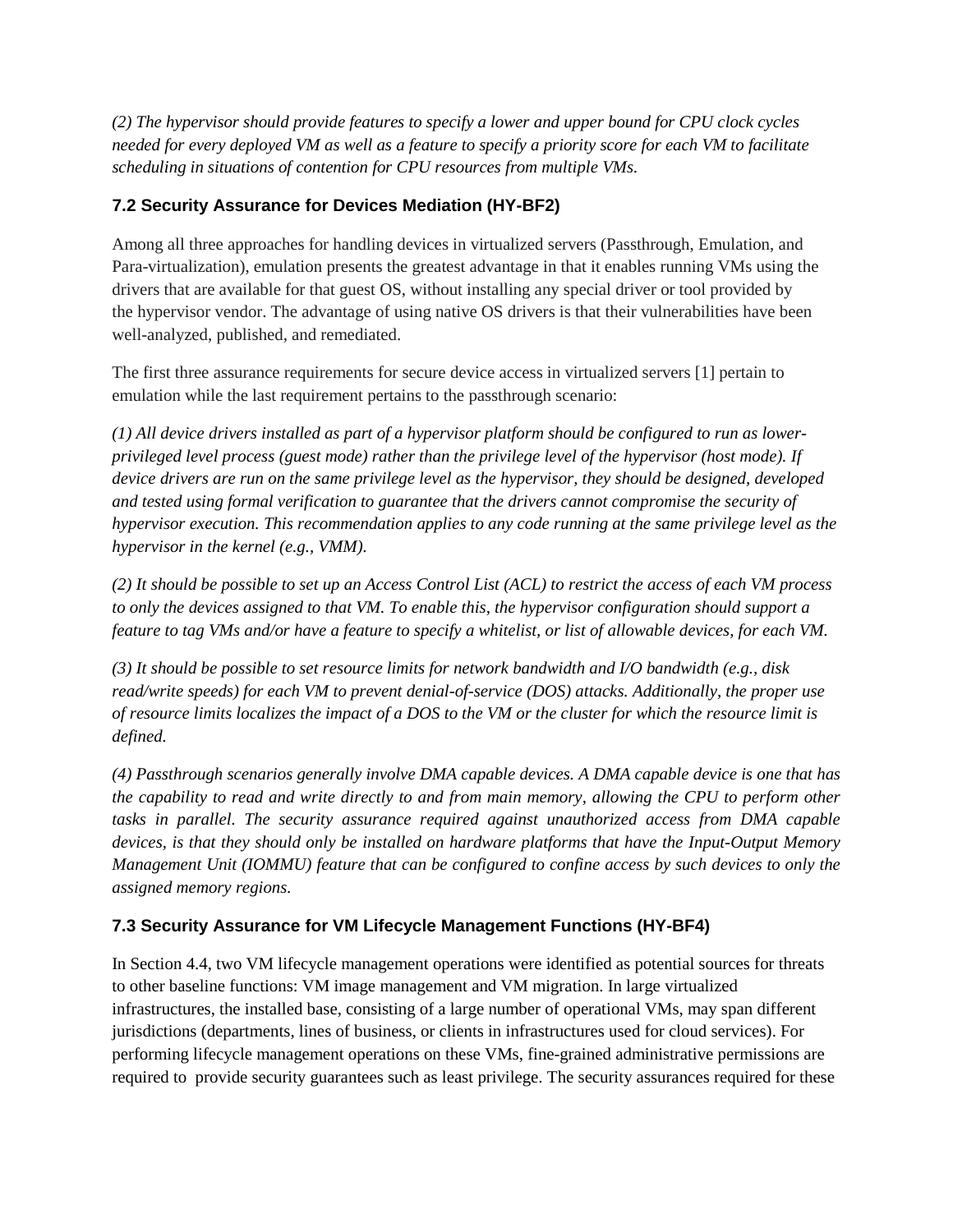*(2) The hypervisor should provide features to specify a lower and upper bound for CPU clock cycles needed for every deployed VM as well as a feature to specify a priority score for each VM to facilitate scheduling in situations of contention for CPU resources from multiple VMs.*

### 7.2 Security Assurance for Devices Mediation (HY-BF2)

Among all three approaches for handling devices in virtualized servers (Passthrough, Emulation, and Para-virtualization), emulation presents the greatest advantage in that it enables running VMs using the drivers that are available for that guest OS, without installing any special driver or tool provided by the hypervisor vendor. The advantage of using native OS drivers is that their vulnerabilities have been well-analyzed, published, and remediated.

The first three assurance requirements for secure device access in virtualized servers [1] pertain to emulation while the last requirement pertains to the passthrough scenario:

*(1) All device drivers installed as part of a hypervisor platform should be configured to run as lower-privileged level process (guest mode) rather than the privilege level of the hypervisor (host mode). If device drivers are run on the same privilege level as the hypervisor, they should be designed, developed and tested using formal verification to guarantee that the drivers cannot compromise the security of hypervisor execution. This recommendation applies to any code running at the same privilege level as the hypervisor in the kernel (e.g., VMM).*

*(2) It should be possible to set up an Access Control List (ACL) to restrict the access of each VM process to only the devices assigned to that VM. To enable this, the hypervisor configuration should support a feature to tag VMs and/or have a feature to specify a whitelist, or list of allowable devices, for each VM.*

*(3) It should be possible to set resource limits for network bandwidth and I/O bandwidth (e.g., disk read/write speeds) for each VM to prevent denial-of-service (DOS) attacks. Additionally, the proper use of resource limits localizes the impact of a DOS to the VM or the cluster for which the resource limit is defined.*

*(4) Passthrough scenarios generally involve DMA capable devices. A DMA capable device is one that has the capability to read and write directly to and from main memory, allowing the CPU to perform other tasks in parallel. The security assurance required against unauthorized access from DMA capable devices, is that they should only be installed on hardware platforms that have the Input-Output Memory Management Unit (IOMMU) feature that can be configured to confine access by such devices to only the assigned memory regions.*

### 7.3 Security Assurance for VM Lifecycle Management Functions (HY-BF4)

In Section 4.4, two VM lifecycle management operations were identified as potential sources for threats to other baseline functions: VM image management and VM migration. In large virtualized infrastructures, the installed base, consisting of a large number of operational VMs, may span different jurisdictions (departments, lines of business, or clients in infrastructures used for cloud services). For performing lifecycle management operations on these VMs, fine-grained administrative permissions are required to provide security guarantees such as least privilege. The security assurances required for these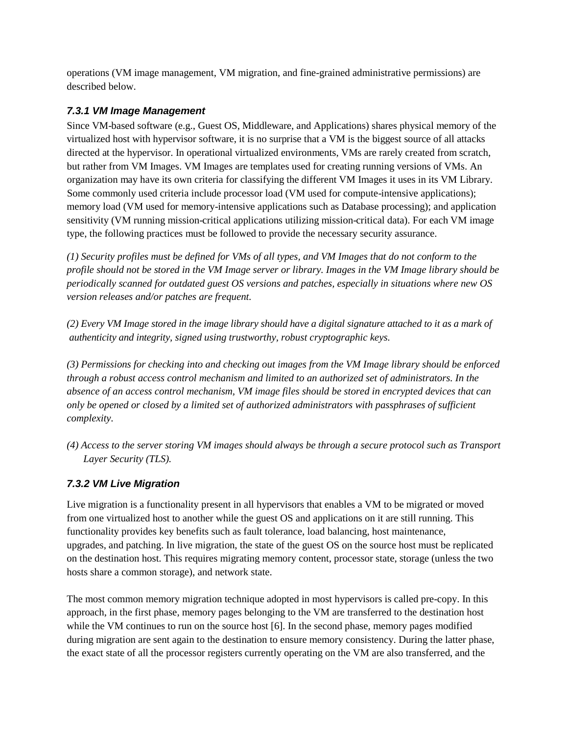operations (VM image management, VM migration, and fine-grained administrative permissions) are described below.

### *7.3.1 VM Image Management*

Since VM-based software (e.g., Guest OS, Middleware, and Applications) shares physical memory of the virtualized host with hypervisor software, it is no surprise that a VM is the biggest source of all attacks directed at the hypervisor. In operational virtualized environments, VMs are rarely created from scratch, but rather from VM Images. VM Images are templates used for creating running versions of VMs. An organization may have its own criteria for classifying the different VM Images it uses in its VM Library. Some commonly used criteria include processor load (VM used for compute-intensive applications); memory load (VM used for memory-intensive applications such as Database processing); and application sensitivity (VM running mission-critical applications utilizing mission-critical data). For each VM image type, the following practices must be followed to provide the necessary security assurance.

*(1) Security profiles must be defined for VMs of all types, and VM Images that do not conform to the profile should not be stored in the VM Image server or library. Images in the VM Image library should be periodically scanned for outdated guest OS versions and patches, especially in situations where new OS version releases and/or patches are frequent.*

*(2) Every VM Image stored in the image library should have a digital signature attached to it as a mark of authenticity and integrity, signed using trustworthy, robust cryptographic keys.*

*(3) Permissions for checking into and checking out images from the VM Image library should be enforced through a robust access control mechanism and limited to an authorized set of administrators. In the absence of an access control mechanism, VM image files should be stored in encrypted devices that can only be opened or closed by a limited set of authorized administrators with passphrases of sufficient complexity.*

*(4) Access to the server storing VM images should always be through a secure protocol such as Transport Layer Security (TLS).*

### *7.3.2 VM Live Migration*

Live migration is a functionality present in all hypervisors that enables a VM to be migrated or moved from one virtualized host to another while the guest OS and applications on it are still running. This functionality provides key benefits such as fault tolerance, load balancing, host maintenance, upgrades, and patching. In live migration, the state of the guest OS on the source host must be replicated on the destination host. This requires migrating memory content, processor state, storage (unless the two hosts share a common storage), and network state.

The most common memory migration technique adopted in most hypervisors is called pre-copy. In this approach, in the first phase, memory pages belonging to the VM are transferred to the destination host while the VM continues to run on the source host [6]. In the second phase, memory pages modified during migration are sent again to the destination to ensure memory consistency. During the latter phase, the exact state of all the processor registers currently operating on the VM are also transferred, and the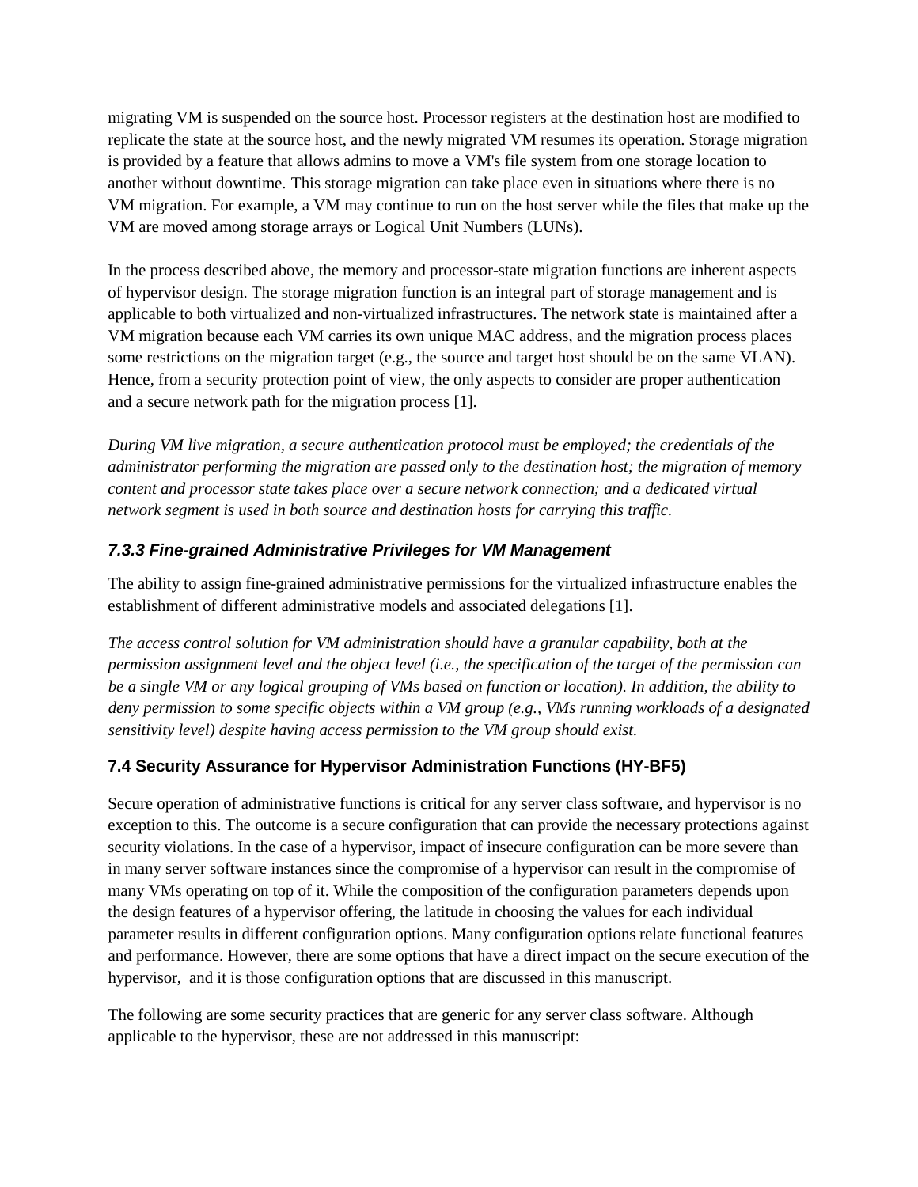migrating VM is suspended on the source host. Processor registers at the destination host are modified to replicate the state at the source host, and the newly migrated VM resumes its operation. Storage migration is provided by a feature that allows admins to move a VM's file system from one storage location to another without downtime. This storage migration can take place even in situations where there is no VM migration. For example, a VM may continue to run on the host server while the files that make up the VM are moved among storage arrays or Logical Unit Numbers (LUNs).

In the process described above, the memory and processor-state migration functions are inherent aspects of hypervisor design. The storage migration function is an integral part of storage management and is applicable to both virtualized and non-virtualized infrastructures. The network state is maintained after a VM migration because each VM carries its own unique MAC address, and the migration process places some restrictions on the migration target (e.g., the source and target host should be on the same VLAN). Hence, from a security protection point of view, the only aspects to consider are proper authentication and a secure network path for the migration process [1].

*During VM live migration, a secure authentication protocol must be employed; the credentials of the administrator performing the migration are passed only to the destination host; the migration of memory content and processor state takes place over a secure network connection; and a dedicated virtual network segment is used in both source and destination hosts for carrying this traffic.*

### *7.3.3 Fine-grained Administrative Privileges for VM Management*

The ability to assign fine-grained administrative permissions for the virtualized infrastructure enables the establishment of different administrative models and associated delegations [1].

*The access control solution for VM administration should have a granular capability, both at the permission assignment level and the object level (i.e., the specification of the target of the permission can be a single VM or any logical grouping of VMs based on function or location). In addition, the ability to deny permission to some specific objects within a VM group (e.g., VMs running workloads of a designated sensitivity level) despite having access permission to the VM group should exist.*

## 7.4 Security Assurance for Hypervisor Administration Functions (HY-BF5)

Secure operation of administrative functions is critical for any server class software, and hypervisor is no exception to this. The outcome is a secure configuration that can provide the necessary protections against security violations. In the case of a hypervisor, impact of insecure configuration can be more severe than in many server software instances since the compromise of a hypervisor can result in the compromise of many VMs operating on top of it. While the composition of the configuration parameters depends upon the design features of a hypervisor offering, the latitude in choosing the values for each individual parameter results in different configuration options. Many configuration options relate functional features and performance. However, there are some options that have a direct impact on the secure execution of the hypervisor, and it is those configuration options that are discussed in this manuscript.

The following are some security practices that are generic for any server class software. Although applicable to the hypervisor, these are not addressed in this manuscript: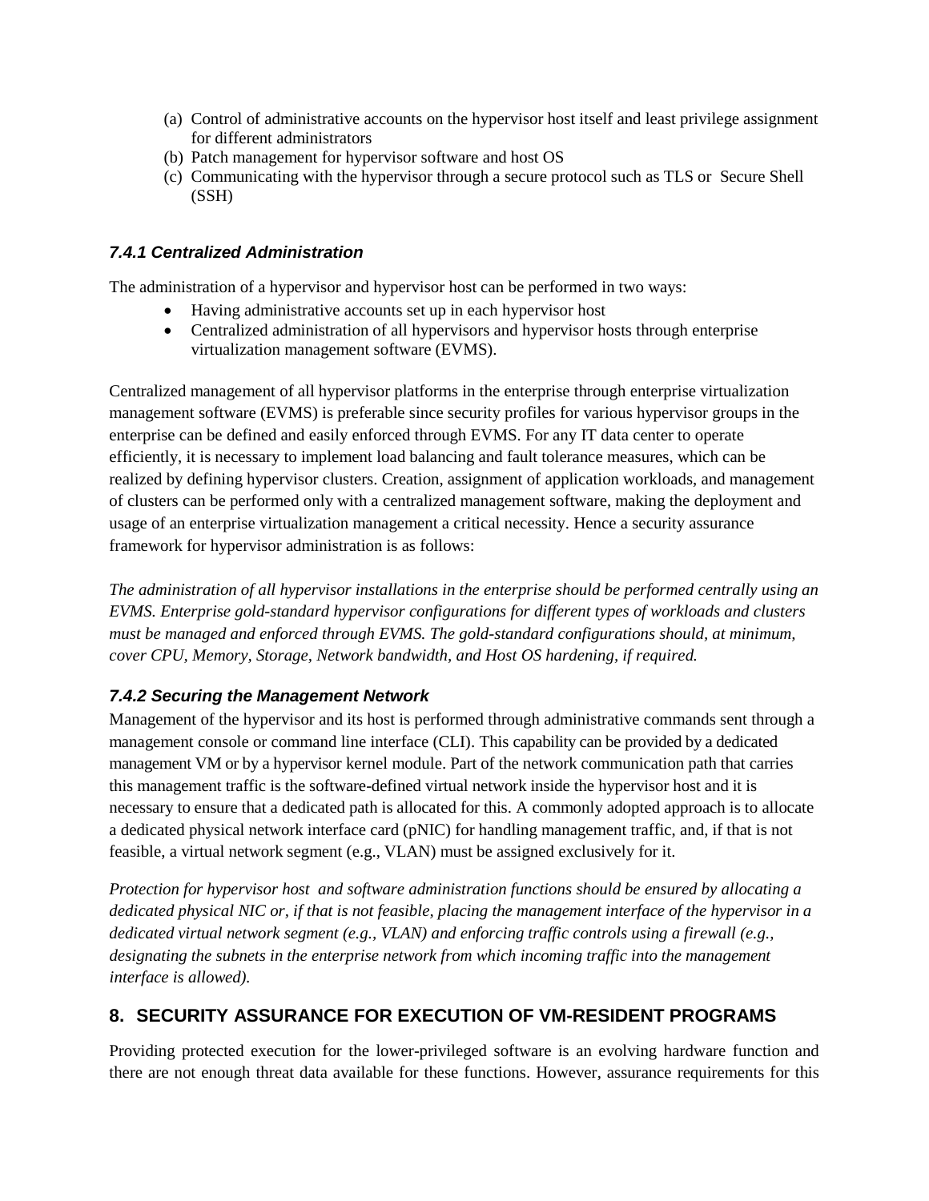(a) Control of administrative accounts on the hypervisor host itself and least privilege assignment for different administrators
(b) Patch management for hypervisor software and host OS
(c) Communicating with the hypervisor through a secure protocol such as TLS or Secure Shell (SSH)

### *7.4.1 Centralized Administration*

The administration of a hypervisor and hypervisor host can be performed in two ways:

- Having administrative accounts set up in each hypervisor host
- Centralized administration of all hypervisors and hypervisor hosts through enterprise virtualization management software (EVMS).

Centralized management of all hypervisor platforms in the enterprise through enterprise virtualization management software (EVMS) is preferable since security profiles for various hypervisor groups in the enterprise can be defined and easily enforced through EVMS. For any IT data center to operate efficiently, it is necessary to implement load balancing and fault tolerance measures, which can be realized by defining hypervisor clusters. Creation, assignment of application workloads, and management of clusters can be performed only with a centralized management software, making the deployment and usage of an enterprise virtualization management a critical necessity. Hence a security assurance framework for hypervisor administration is as follows:

*The administration of all hypervisor installations in the enterprise should be performed centrally using an EVMS. Enterprise gold-standard hypervisor configurations for different types of workloads and clusters must be managed and enforced through EVMS. The gold-standard configurations should, at minimum, cover CPU, Memory, Storage, Network bandwidth, and Host OS hardening, if required.*

### *7.4.2 Securing the Management Network*

Management of the hypervisor and its host is performed through administrative commands sent through a management console or command line interface (CLI). This capability can be provided by a dedicated management VM or by a hypervisor kernel module. Part of the network communication path that carries this management traffic is the software-defined virtual network inside the hypervisor host and it is necessary to ensure that a dedicated path is allocated for this. A commonly adopted approach is to allocate a dedicated physical network interface card (pNIC) for handling management traffic, and, if that is not feasible, a virtual network segment (e.g., VLAN) must be assigned exclusively for it.

*Protection for hypervisor host and software administration functions should be ensured by allocating a dedicated physical NIC or, if that is not feasible, placing the management interface of the hypervisor in a dedicated virtual network segment (e.g., VLAN) and enforcing traffic controls using a firewall (e.g., designating the subnets in the enterprise network from which incoming traffic into the management interface is allowed).*

## 8. SECURITY ASSURANCE FOR EXECUTION OF VM-RESIDENT PROGRAMS

Providing protected execution for the lower-privileged software is an evolving hardware function and there are not enough threat data available for these functions. However, assurance requirements for this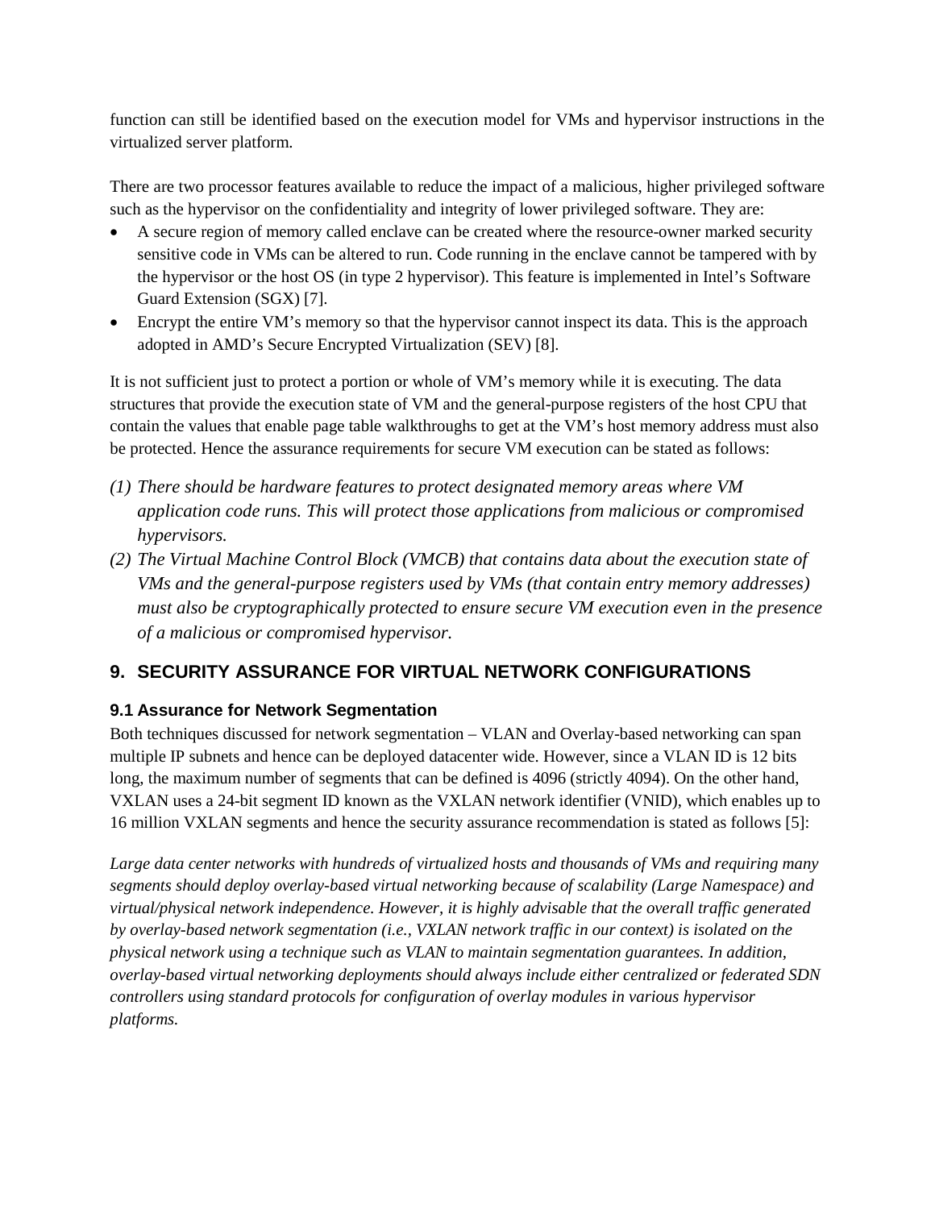function can still be identified based on the execution model for VMs and hypervisor instructions in the virtualized server platform.

There are two processor features available to reduce the impact of a malicious, higher privileged software such as the hypervisor on the confidentiality and integrity of lower privileged software. They are:

- A secure region of memory called enclave can be created where the resource-owner marked security sensitive code in VMs can be altered to run. Code running in the enclave cannot be tampered with by the hypervisor or the host OS (in type 2 hypervisor). This feature is implemented in Intel's Software Guard Extension (SGX) [7].
- Encrypt the entire VM's memory so that the hypervisor cannot inspect its data. This is the approach adopted in AMD's Secure Encrypted Virtualization (SEV) [8].

It is not sufficient just to protect a portion or whole of VM's memory while it is executing. The data structures that provide the execution state of VM and the general-purpose registers of the host CPU that contain the values that enable page table walkthroughs to get at the VM's host memory address must also be protected. Hence the assurance requirements for secure VM execution can be stated as follows:

*(1) There should be hardware features to protect designated memory areas where VM application code runs. This will protect those applications from malicious or compromised hypervisors.*

*(2) The Virtual Machine Control Block (VMCB) that contains data about the execution state of VMs and the general-purpose registers used by VMs (that contain entry memory addresses) must also be cryptographically protected to ensure secure VM execution even in the presence of a malicious or compromised hypervisor.*

## 9. SECURITY ASSURANCE FOR VIRTUAL NETWORK CONFIGURATIONS

### 9.1 Assurance for Network Segmentation

Both techniques discussed for network segmentation – VLAN and Overlay-based networking can span multiple IP subnets and hence can be deployed datacenter wide. However, since a VLAN ID is 12 bits long, the maximum number of segments that can be defined is 4096 (strictly 4094). On the other hand, VXLAN uses a 24-bit segment ID known as the VXLAN network identifier (VNID), which enables up to 16 million VXLAN segments and hence the security assurance recommendation is stated as follows [5]:

*Large data center networks with hundreds of virtualized hosts and thousands of VMs and requiring many segments should deploy overlay-based virtual networking because of scalability (Large Namespace) and virtual/physical network independence. However, it is highly advisable that the overall traffic generated by overlay-based network segmentation (i.e., VXLAN network traffic in our context) is isolated on the physical network using a technique such as VLAN to maintain segmentation guarantees. In addition, overlay-based virtual networking deployments should always include either centralized or federated SDN controllers using standard protocols for configuration of overlay modules in various hypervisor platforms.*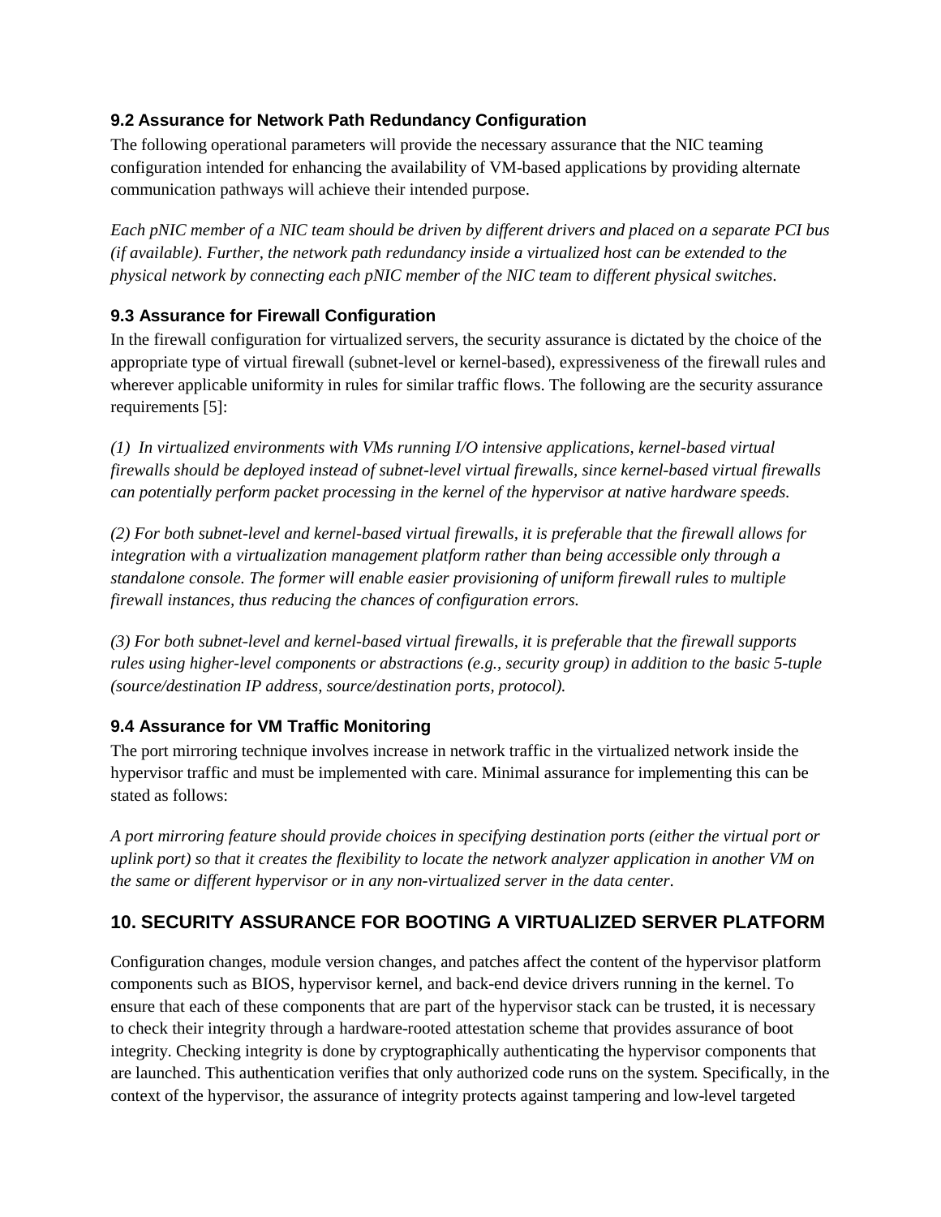### 9.2 Assurance for Network Path Redundancy Configuration

The following operational parameters will provide the necessary assurance that the NIC teaming configuration intended for enhancing the availability of VM-based applications by providing alternate communication pathways will achieve their intended purpose.

*Each pNIC member of a NIC team should be driven by different drivers and placed on a separate PCI bus (if available). Further, the network path redundancy inside a virtualized host can be extended to the physical network by connecting each pNIC member of the NIC team to different physical switches.*

### 9.3 Assurance for Firewall Configuration

In the firewall configuration for virtualized servers, the security assurance is dictated by the choice of the appropriate type of virtual firewall (subnet-level or kernel-based), expressiveness of the firewall rules and wherever applicable uniformity in rules for similar traffic flows. The following are the security assurance requirements [5]:

*(1) In virtualized environments with VMs running I/O intensive applications, kernel-based virtual firewalls should be deployed instead of subnet-level virtual firewalls, since kernel-based virtual firewalls can potentially perform packet processing in the kernel of the hypervisor at native hardware speeds.*

*(2) For both subnet-level and kernel-based virtual firewalls, it is preferable that the firewall allows for integration with a virtualization management platform rather than being accessible only through a standalone console. The former will enable easier provisioning of uniform firewall rules to multiple firewall instances, thus reducing the chances of configuration errors.*

*(3) For both subnet-level and kernel-based virtual firewalls, it is preferable that the firewall supports rules using higher-level components or abstractions (e.g., security group) in addition to the basic 5-tuple (source/destination IP address, source/destination ports, protocol).*

### 9.4 Assurance for VM Traffic Monitoring

The port mirroring technique involves increase in network traffic in the virtualized network inside the hypervisor traffic and must be implemented with care. Minimal assurance for implementing this can be stated as follows:

*A port mirroring feature should provide choices in specifying destination ports (either the virtual port or uplink port) so that it creates the flexibility to locate the network analyzer application in another VM on the same or different hypervisor or in any non-virtualized server in the data center.*

## 10. SECURITY ASSURANCE FOR BOOTING A VIRTUALIZED SERVER PLATFORM

Configuration changes, module version changes, and patches affect the content of the hypervisor platform components such as BIOS, hypervisor kernel, and back-end device drivers running in the kernel. To ensure that each of these components that are part of the hypervisor stack can be trusted, it is necessary to check their integrity through a hardware-rooted attestation scheme that provides assurance of boot integrity. Checking integrity is done by cryptographically authenticating the hypervisor components that are launched. This authentication verifies that only authorized code runs on the system. Specifically, in the context of the hypervisor, the assurance of integrity protects against tampering and low-level targeted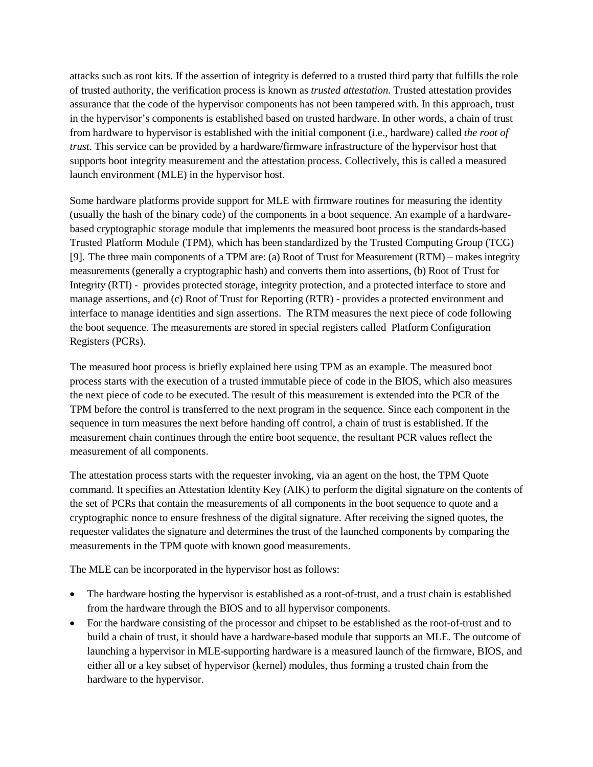attacks such as root kits. If the assertion of integrity is deferred to a trusted third party that fulfills the role of trusted authority, the verification process is known as *trusted attestation*. Trusted attestation provides assurance that the code of the hypervisor components has not been tampered with. In this approach, trust in the hypervisor's components is established based on trusted hardware. In other words, a chain of trust from hardware to hypervisor is established with the initial component (i.e., hardware) called *the root of trust*. This service can be provided by a hardware/firmware infrastructure of the hypervisor host that supports boot integrity measurement and the attestation process. Collectively, this is called a measured launch environment (MLE) in the hypervisor host.

Some hardware platforms provide support for MLE with firmware routines for measuring the identity (usually the hash of the binary code) of the components in a boot sequence. An example of a hardware-based cryptographic storage module that implements the measured boot process is the standards-based Trusted Platform Module (TPM), which has been standardized by the Trusted Computing Group (TCG) [9]. The three main components of a TPM are: (a) Root of Trust for Measurement (RTM) – makes integrity measurements (generally a cryptographic hash) and converts them into assertions, (b) Root of Trust for Integrity (RTI) - provides protected storage, integrity protection, and a protected interface to store and manage assertions, and (c) Root of Trust for Reporting (RTR) - provides a protected environment and interface to manage identities and sign assertions. The RTM measures the next piece of code following the boot sequence. The measurements are stored in special registers called Platform Configuration Registers (PCRs).

The measured boot process is briefly explained here using TPM as an example. The measured boot process starts with the execution of a trusted immutable piece of code in the BIOS, which also measures the next piece of code to be executed. The result of this measurement is extended into the PCR of the TPM before the control is transferred to the next program in the sequence. Since each component in the sequence in turn measures the next before handing off control, a chain of trust is established. If the measurement chain continues through the entire boot sequence, the resultant PCR values reflect the measurement of all components.

The attestation process starts with the requester invoking, via an agent on the host, the TPM Quote command. It specifies an Attestation Identity Key (AIK) to perform the digital signature on the contents of the set of PCRs that contain the measurements of all components in the boot sequence to quote and a cryptographic nonce to ensure freshness of the digital signature. After receiving the signed quotes, the requester validates the signature and determines the trust of the launched components by comparing the measurements in the TPM quote with known good measurements.

The MLE can be incorporated in the hypervisor host as follows:

- The hardware hosting the hypervisor is established as a root-of-trust, and a trust chain is established from the hardware through the BIOS and to all hypervisor components.
- For the hardware consisting of the processor and chipset to be established as the root-of-trust and to build a chain of trust, it should have a hardware-based module that supports an MLE. The outcome of launching a hypervisor in MLE-supporting hardware is a measured launch of the firmware, BIOS, and either all or a key subset of hypervisor (kernel) modules, thus forming a trusted chain from the hardware to the hypervisor.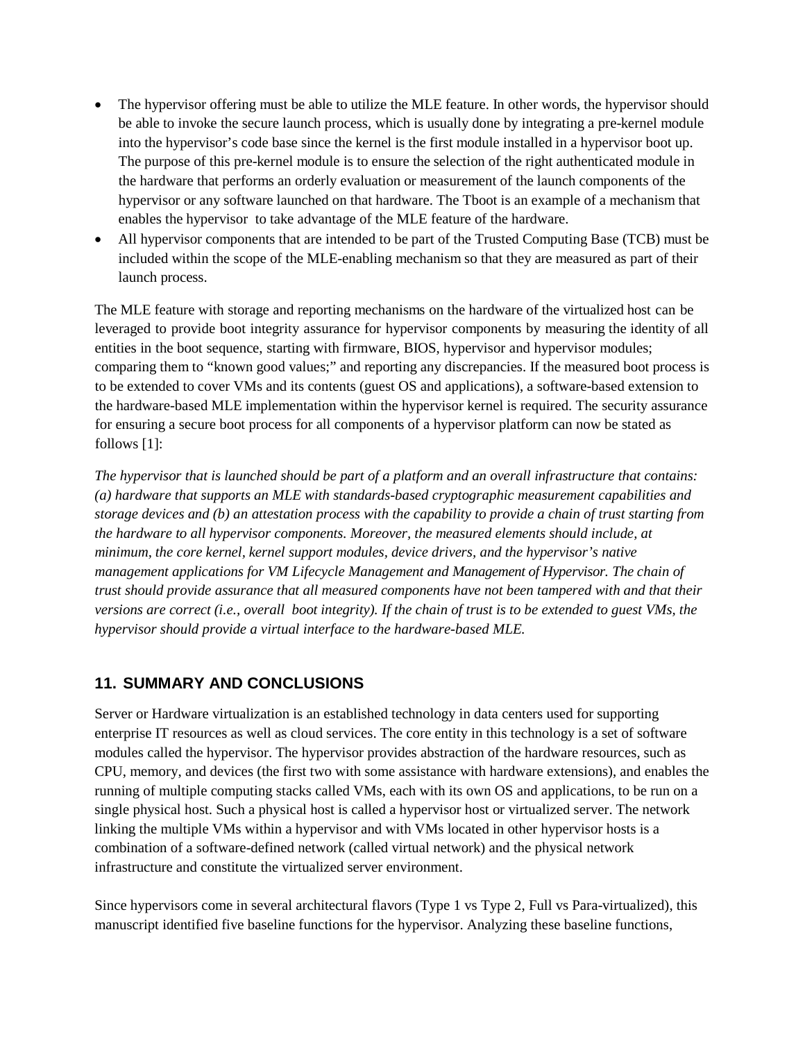- The hypervisor offering must be able to utilize the MLE feature. In other words, the hypervisor should be able to invoke the secure launch process, which is usually done by integrating a pre-kernel module into the hypervisor's code base since the kernel is the first module installed in a hypervisor boot up. The purpose of this pre-kernel module is to ensure the selection of the right authenticated module in the hardware that performs an orderly evaluation or measurement of the launch components of the hypervisor or any software launched on that hardware. The Tboot is an example of a mechanism that enables the hypervisor to take advantage of the MLE feature of the hardware.
- All hypervisor components that are intended to be part of the Trusted Computing Base (TCB) must be included within the scope of the MLE-enabling mechanism so that they are measured as part of their launch process.

The MLE feature with storage and reporting mechanisms on the hardware of the virtualized host can be leveraged to provide boot integrity assurance for hypervisor components by measuring the identity of all entities in the boot sequence, starting with firmware, BIOS, hypervisor and hypervisor modules; comparing them to "known good values;" and reporting any discrepancies. If the measured boot process is to be extended to cover VMs and its contents (guest OS and applications), a software-based extension to the hardware-based MLE implementation within the hypervisor kernel is required. The security assurance for ensuring a secure boot process for all components of a hypervisor platform can now be stated as follows [1]:

*The hypervisor that is launched should be part of a platform and an overall infrastructure that contains: (a) hardware that supports an MLE with standards-based cryptographic measurement capabilities and storage devices and (b) an attestation process with the capability to provide a chain of trust starting from the hardware to all hypervisor components. Moreover, the measured elements should include, at minimum, the core kernel, kernel support modules, device drivers, and the hypervisor's native management applications for VM Lifecycle Management and Management of Hypervisor. The chain of trust should provide assurance that all measured components have not been tampered with and that their versions are correct (i.e., overall boot integrity). If the chain of trust is to be extended to guest VMs, the hypervisor should provide a virtual interface to the hardware-based MLE.*

## 11. SUMMARY AND CONCLUSIONS

Server or Hardware virtualization is an established technology in data centers used for supporting enterprise IT resources as well as cloud services. The core entity in this technology is a set of software modules called the hypervisor. The hypervisor provides abstraction of the hardware resources, such as CPU, memory, and devices (the first two with some assistance with hardware extensions), and enables the running of multiple computing stacks called VMs, each with its own OS and applications, to be run on a single physical host. Such a physical host is called a hypervisor host or virtualized server. The network linking the multiple VMs within a hypervisor and with VMs located in other hypervisor hosts is a combination of a software-defined network (called virtual network) and the physical network infrastructure and constitute the virtualized server environment.

Since hypervisors come in several architectural flavors (Type 1 vs Type 2, Full vs Para-virtualized), this manuscript identified five baseline functions for the hypervisor. Analyzing these baseline functions,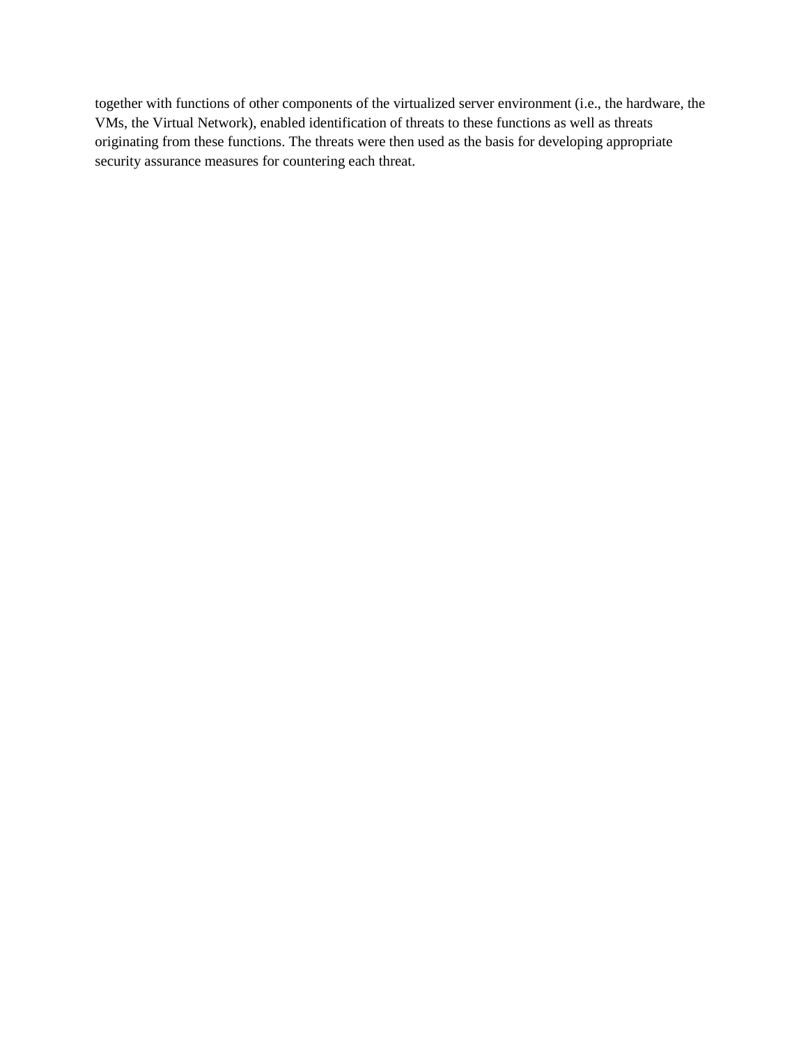together with functions of other components of the virtualized server environment (i.e., the hardware, the VMs, the Virtual Network), enabled identification of threats to these functions as well as threats originating from these functions. The threats were then used as the basis for developing appropriate security assurance measures for countering each threat.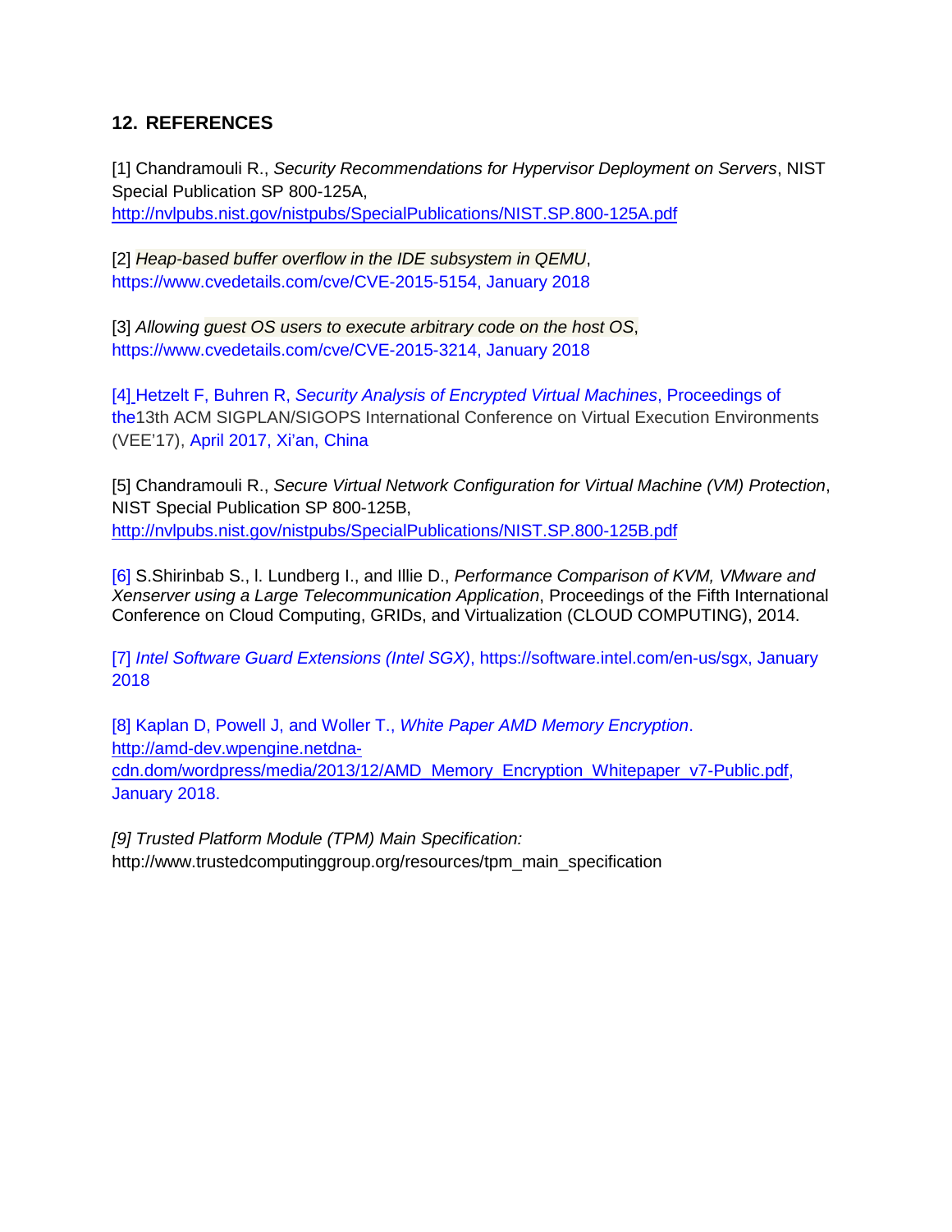## 12. REFERENCES

[1] Chandramouli R., *Security Recommendations for Hypervisor Deployment on Servers*, NIST Special Publication SP 800-125A, http://nvlpubs.nist.gov/nistpubs/SpecialPublications/NIST.SP.800-125A.pdf

[2] *Heap-based buffer overflow in the IDE subsystem in QEMU*, https://www.cvedetails.com/cve/CVE-2015-5154, January 2018

[3] *Allowing guest OS users to execute arbitrary code on the host OS*, https://www.cvedetails.com/cve/CVE-2015-3214, January 2018

[4] Hetzelt F, Buhren R, *Security Analysis of Encrypted Virtual Machines*, Proceedings of the13th ACM SIGPLAN/SIGOPS International Conference on Virtual Execution Environments (VEE'17), April 2017, Xi'an, China

[5] Chandramouli R., *Secure Virtual Network Configuration for Virtual Machine (VM) Protection*, NIST Special Publication SP 800-125B, http://nvlpubs.nist.gov/nistpubs/SpecialPublications/NIST.SP.800-125B.pdf

[6] S.Shirinbab S., l. Lundberg I., and Illie D., *Performance Comparison of KVM, VMware and Xenserver using a Large Telecommunication Application*, Proceedings of the Fifth International Conference on Cloud Computing, GRIDs, and Virtualization (CLOUD COMPUTING), 2014.

[7] *Intel Software Guard Extensions (Intel SGX)*, https://software.intel.com/en-us/sgx, January 2018

[8] Kaplan D, Powell J, and Woller T., *White Paper AMD Memory Encryption*. http://amd-dev.wpengine.netdna-cdn.dom/wordpress/media/2013/12/AMD_Memory_Encryption_Whitepaper_v7-Public.pdf, January 2018.

*[9] Trusted Platform Module (TPM) Main Specification:* http://www.trustedcomputinggroup.org/resources/tpm_main_specification